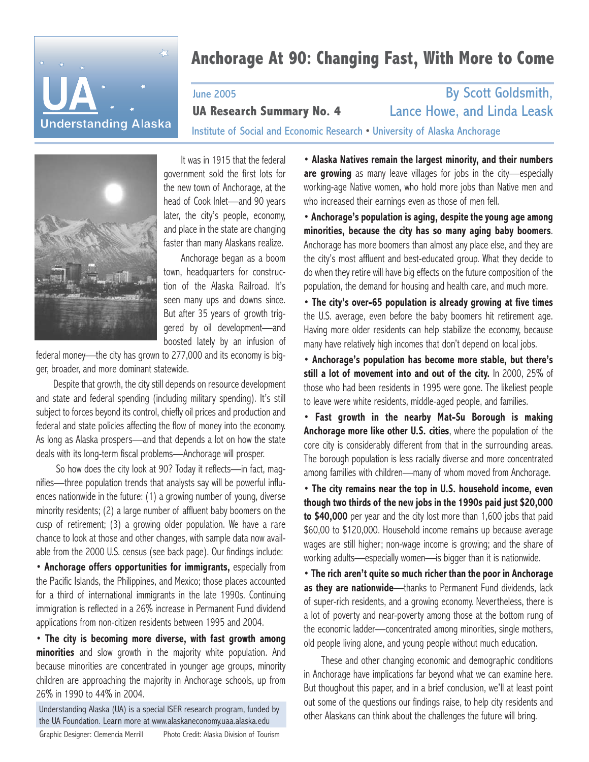# Anchorage At 90: Changing Fast, With More to Come

June 2005

**UA Research Summary No. 4**

By Scott Goldsmith, Lance Howe, and Linda Leask

Institute of Social and Economic Research • University of Alaska Anchorage

It was in 1915 that the federal government sold the first lots for the new town of Anchorage, at the head of Cook Inlet—and 90 years later, the city's people, economy, and place in the state are changing faster than many Alaskans realize.

Anchorage began as a boom town, headquarters for construction of the Alaska Railroad. It's seen many ups and downs since. But after 35 years of growth triggered by oil development—and boosted lately by an infusion of federal money—the city has grown to 277,000 and its economy is bigger, broader, and more dominant statewide.

Despite that growth, the city still depends on resource development and state and federal spending (including military spending). It's still subject to forces beyond its control, chiefly oil prices and production and federal and state policies affecting the flow of money into the economy. As long as Alaska prospers—and that depends a lot on how the state deals with its long-term fiscal problems—Anchorage will prosper.

So how does the city look at 90? Today it reflects—in fact, magnifies—three population trends that analysts say will be powerful influences nationwide in the future: (1) a growing number of young, diverse minority residents; (2) a large number of affluent baby boomers on the cusp of retirement; (3) a growing older population. We have a rare chance to look at those and other changes, with sample data now available from the 2000 U.S. census (see back page). Our findings include:

- **Anchorage offers opportunities for immigrants,** especially from the Pacific Islands, the Philippines, and Mexico; those places accounted for a third of international immigrants in the late 1990s. Continuing immigration is reflected in a 26% increase in Permanent Fund dividend applications from non-citizen residents between 1995 and 2004.

- **The city is becoming more diverse, with fast growth among minorities** and slow growth in the majority white population. And because minorities are concentrated in younger age groups, minority children are approaching the majority in Anchorage schools, up from 26% in 1990 to 44% in 2004.

- **Alaska Natives remain the largest minority, and their numbers are growing** as many leave villages for jobs in the city—especially working-age Native women, who hold more jobs than Native men and who increased their earnings even as those of men fell.

- **Anchorage's population is aging, despite the young age among minorities, because the city has so many aging baby boomers**. Anchorage has more boomers than almost any place else, and they are the city's most affluent and best-educated group. What they decide to do when they retire will have big effects on the future composition of the population, the demand for housing and health care, and much more.

- **The city's over-65 population is already growing at five times** the U.S. average, even before the baby boomers hit retirement age. Having more older residents can help stabilize the economy, because many have relatively high incomes that don't depend on local jobs.

- **Anchorage's population has become more stable, but there's still a lot of movement into and out of the city.** In 2000, 25% of those who had been residents in 1995 were gone. The likeliest people to leave were white residents, middle-aged people, and families.

- **Fast growth in the nearby Mat-Su Borough is making Anchorage more like other U.S. cities**, where the population of the core city is considerably different from that in the surrounding areas. The borough population is less racially diverse and more concentrated among families with children—many of whom moved from Anchorage.

- **The city remains near the top in U.S. household income, even though two thirds of the new jobs in the 1990s paid just $20,000 to $40,000** per year and the city lost more than 1,600 jobs that paid $60,00 to $120,000. Household income remains up because average wages are still higher; non-wage income is growing; and the share of working adults—especially women—is bigger than it is nationwide.

- **The rich aren't quite so much richer than the poor in Anchorage as they are nationwide**—thanks to Permanent Fund dividends, lack of super-rich residents, and a growing economy. Nevertheless, there is a lot of poverty and near-poverty among those at the bottom rung of the economic ladder—concentrated among minorities, single mothers, old people living alone, and young people without much education.

These and other changing economic and demographic conditions in Anchorage have implications far beyond what we can examine here. But thoughout this paper, and in a brief conclusion, we'll at least point out some of the questions our findings raise, to help city residents and other Alaskans can think about the challenges the future will bring.

Understanding Alaska (UA) is a special ISER research program, funded by the UA Foundation. Learn more at www.alaskaneconomy.uaa.alaska.edu

Graphic Designer: Clemencia Merrill    Photo Credit: Alaska Division of Tourism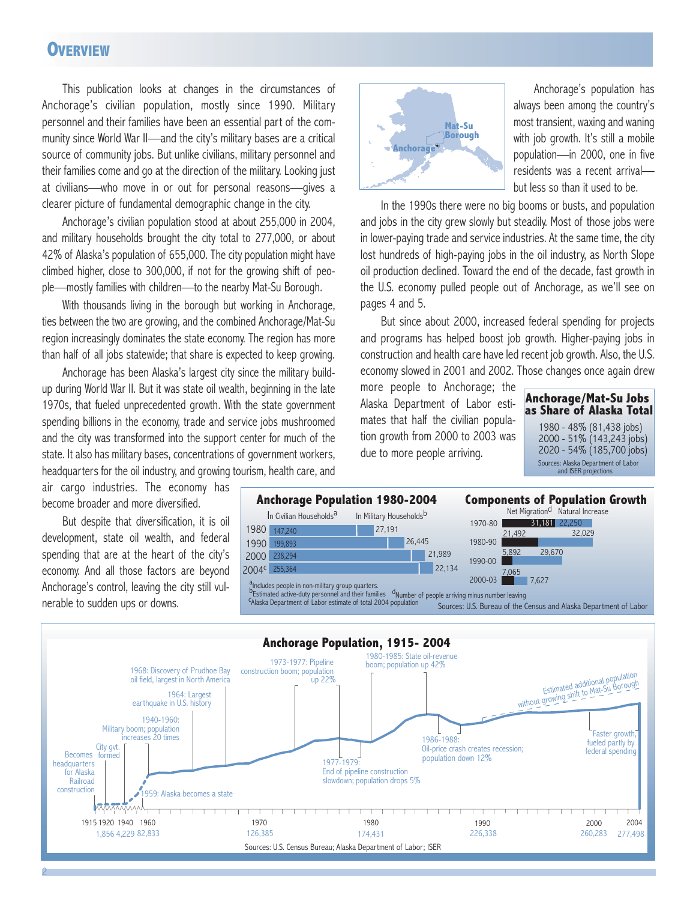# OVERVIEW

This publication looks at changes in the circumstances of Anchorage's civilian population, mostly since 1990. Military personnel and their families have been an essential part of the community since World War II—and the city's military bases are a critical source of community jobs. But unlike civilians, military personnel and their families come and go at the direction of the military. Looking just at civilians—who move in or out for personal reasons—gives a clearer picture of fundamental demographic change in the city.

Anchorage's civilian population stood at about 255,000 in 2004, and military households brought the city total to 277,000, or about 42% of Alaska's population of 655,000. The city population might have climbed higher, close to 300,000, if not for the growing shift of people—mostly families with children—to the nearby Mat-Su Borough.

With thousands living in the borough but working in Anchorage, ties between the two are growing, and the combined Anchorage/Mat-Su region increasingly dominates the state economy. The region has more than half of all jobs statewide; that share is expected to keep growing.

Anchorage has been Alaska's largest city since the military build-up during World War II. But it was state oil wealth, beginning in the late 1970s, that fueled unprecedented growth. With the state government spending billions in the economy, trade and service jobs mushroomed and the city was transformed into the support center for much of the state. It also has military bases, concentrations of government workers, headquarters for the oil industry, and growing tourism, health care, and air cargo industries. The economy has become broader and more diversified.

But despite that diversification, it is oil development, state oil wealth, and federal spending that are at the heart of the city's economy. And all those factors are beyond Anchorage's control, leaving the city still vulnerable to sudden ups or downs.

Anchorage's population has always been among the country's most transient, waxing and waning with job growth. It's still a mobile population—in 2000, one in five residents was a recent arrival—but less so than it used to be.

In the 1990s there were no big booms or busts, and population and jobs in the city grew slowly but steadily. Most of those jobs were in lower-paying trade and service industries. At the same time, the city lost hundreds of high-paying jobs in the oil industry, as North Slope oil production declined. Toward the end of the decade, fast growth in the U.S. economy pulled people out of Anchorage, as we'll see on pages 4 and 5.

But since about 2000, increased federal spending for projects and programs has helped boost job growth. Higher-paying jobs in construction and health care have led recent job growth. Also, the U.S. economy slowed in 2001 and 2002. Those changes once again drew more people to Anchorage; the Alaska Department of Labor estimates that half the civilian population growth from 2000 to 2003 was due to more people arriving.

**Anchorage/Mat-Su Jobs as Share of Alaska Total**

1980 - 48% (81,438 jobs)
2000 - 51% (143,243 jobs)
2020 - 54% (185,700 jobs)

Sources: Alaska Department of Labor and ISER projections

**Anchorage Population 1980-2004**

| | In Civilian Households[a] | In Military Households[b] |
|---|---|---|
| 1980 | 147,240 | 27,191 |
| 1990 | 199,893 | 26,445 |
| 2000 | 238,294 | 21,989 |
| 2004[c] | 255,364 | 22,134 |

**Components of Population Growth**

| | Net Migration[d] | Natural Increase |
|---|---|---|
| 1970-80 | 31,181 | 22,250 |
| 1980-90 | 21,492 | 32,029 |
| 1990-00 | 5,892 | 29,670 |
| 2000-03 | 7,065 | 7,627 |

[a]Includes people in non-military group quarters.
[b]Estimated active-duty personnel and their families
[c]Alaska Department of Labor estimate of total 2004 population
[d]Number of people arriving minus number leaving

Sources: U.S. Bureau of the Census and Alaska Department of Labor

**Anchorage Population, 1915- 2004**

| Year | 1915 | 1920 | 1940 | 1960 | 1970 | 1980 | 1990 | 2000 | 2004 |
|---|---|---|---|---|---|---|---|---|---|
| Population | | 1,856 | 4,229 | 82,833 | 126,385 | 174,431 | 226,338 | 260,283 | 277,498 |

- Becomes headquarters for Alaska Railroad construction
- City gvt. formed
- 1940-1960: Military boom; population increases 20 times
- 1959: Alaska becomes a state
- 1964: Largest earthquake in U.S. history
- 1968: Discovery of Prudhoe Bay oil field, largest in North America
- 1973-1977: Pipeline construction boom; population up 22%
- 1977-1979: End of pipeline construction slowdown; population drops 5%
- 1980-1985: State oil-revenue boom; population up 42%
- 1986-1988: Oil-price crash creates recession; population down 12%
- Estimated additional population without growing shift to Mat-Su Borough
- Faster growth, fueled partly by federal spending

Sources: U.S. Census Bureau; Alaska Department of Labor; ISER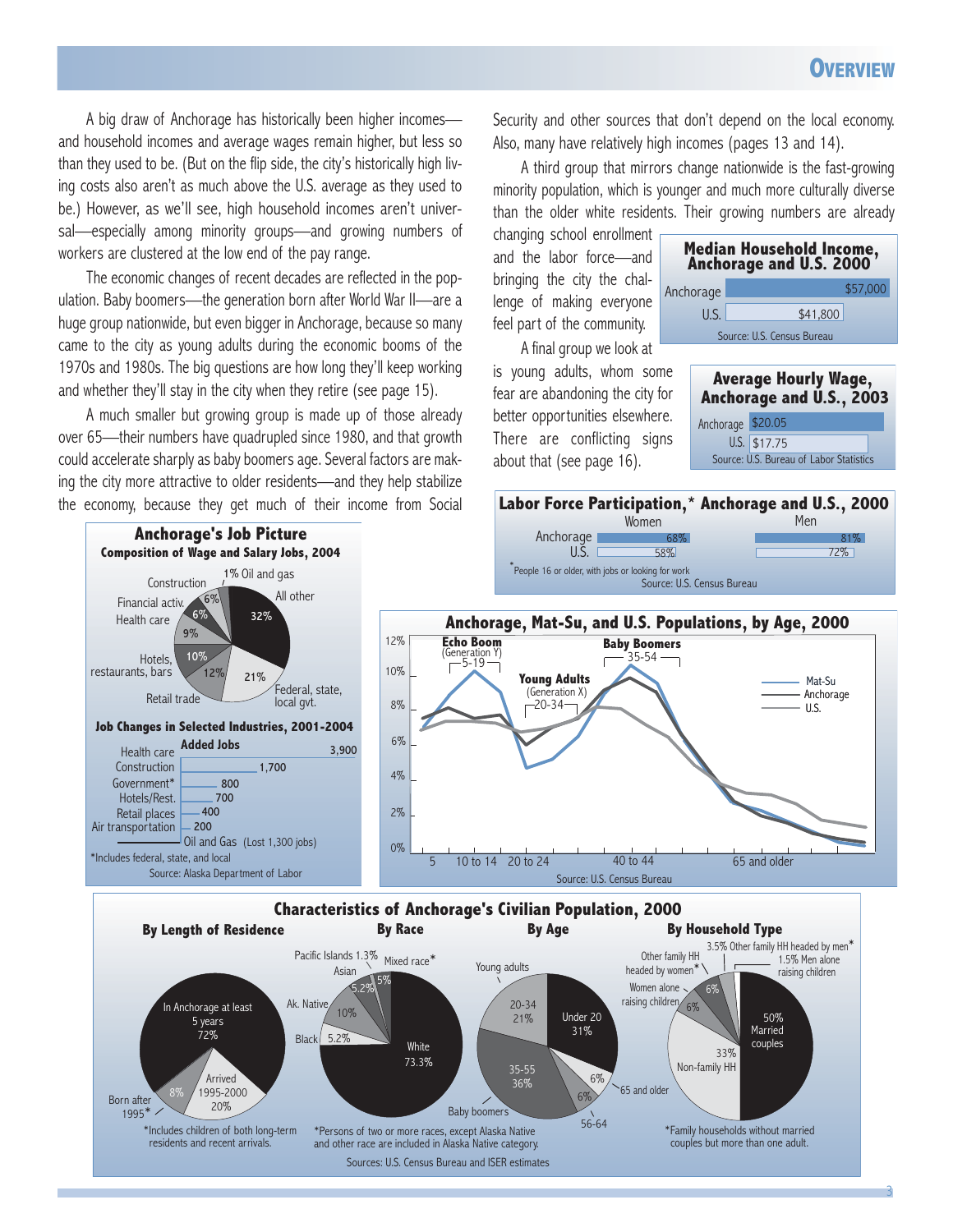## OVERVIEW

A big draw of Anchorage has historically been higher incomes—and household incomes and average wages remain higher, but less so than they used to be. (But on the flip side, the city's historically higher living costs also aren't as much above the U.S. average as they used to be.) However, as we'll see, high household incomes aren't universal—especially among minority groups—and growing numbers of workers are clustered at the low end of the pay range.

The economic changes of recent decades are reflected in the population. Baby boomers—the generation born after World War II—are a huge group nationwide, but even bigger in Anchorage, because so many came to the city as young adults during the economic booms of the 1970s and 1980s. The big questions are how long they'll keep working and whether they'll stay in the city when they retire (see page 15).

A much smaller but growing group is made up of those already over 65—their numbers have quadrupled since 1980, and that growth could accelerate sharply as baby boomers age. Several factors are making the city more attractive to older residents—and they help stabilize the economy, because they get much of their income from Social Security and other sources that don't depend on the local economy. Also, many have relatively high incomes (pages 13 and 14).

A third group that mirrors change nationwide is the fast-growing minority population, which is younger and much more culturally diverse than the older white residents. Their growing numbers are already changing school enrollment and the labor force—and bringing the city the challenge of making everyone feel part of the community.

A final group we look at is young adults, whom some fear are abandoning the city for better opportunities elsewhere. There are conflicting signs about that (see page 16).

### Median Household Income, Anchorage and U.S. 2000

| | |
|---|---|
| Anchorage | $57,000 |
| U.S. | $41,800 |

Source: U.S. Census Bureau

### Average Hourly Wage, Anchorage and U.S., 2003

| | |
|---|---|
| Anchorage | $20.05 |
| U.S. | $17.75 |

Source: U.S. Bureau of Labor Statistics

### Labor Force Participation,* Anchorage and U.S., 2000

| | Women | Men |
|---|---|---|
| Anchorage | 68% | 81% |
| U.S. | 58% | 72% |

*People 16 or older, with jobs or looking for work

Source: U.S. Census Bureau

### Anchorage's Job Picture

**Composition of Wage and Salary Jobs, 2004**

| Sector | Share |
|---|---|
| All other | 32% |
| Federal, state, local gvt. | 21% |
| Retail trade | 12% |
| Hotels, restaurants, bars | 10% |
| Health care | 9% |
| Financial activ. | 6% |
| Construction | 6% |
| Oil and gas | 1% |

**Job Changes in Selected Industries, 2001-2004**

| Industry | Added Jobs |
|---|---|
| Health care | 3,900 |
| Construction | 1,700 |
| Government* | 800 |
| Hotels/Rest. | 700 |
| Retail places | 400 |
| Air transportation | 200 |
| Oil and Gas | (Lost 1,300 jobs) |

*Includes federal, state, and local

Source: Alaska Department of Labor

### Anchorage, Mat-Su, and U.S. Populations, by Age, 2000

(Line chart, 0%–12%, ages 5 through 65 and older, for Mat-Su, Anchorage, and U.S. Labeled groups: Echo Boom (Generation Y) 5-19; Young Adults (Generation X) 20-34; Baby Boomers 35-54. X-axis labels: 5, 10 to 14, 20 to 24, 40 to 44, 65 and older.)

Source: U.S. Census Bureau

### Characteristics of Anchorage's Civilian Population, 2000

**By Length of Residence**

| | |
|---|---|
| In Anchorage at least 5 years | 72% |
| Arrived 1995-2000 | 20% |
| Born after 1995* | 8% |

*Includes children of both long-term residents and recent arrivals.

**By Race**

| | |
|---|---|
| White | 73.3% |
| Ak. Native | 10% |
| Black | 5.2% |
| Asian | 5.2% |
| Mixed race* | 5% |
| Pacific Islands | 1.3% |

*Persons of two or more races, except Alaska Native and other race are included in Alaska Native category.

**By Age**

| | |
|---|---|
| Under 20 | 31% |
| Young adults 20-34 | 21% |
| Baby boomers 35-55 | 36% |
| 56-64 | 6% |
| 65 and older | 6% |

**By Household Type**

| | |
|---|---|
| Married couples | 50% |
| Non-family HH | 33% |
| Women alone raising children | 6% |
| Other family HH headed by women* | 6% |
| Other family HH headed by men* | 3.5% |
| Men alone raising children | 1.5% |

*Family households without married couples but more than one adult.

Sources: U.S. Census Bureau and ISER estimates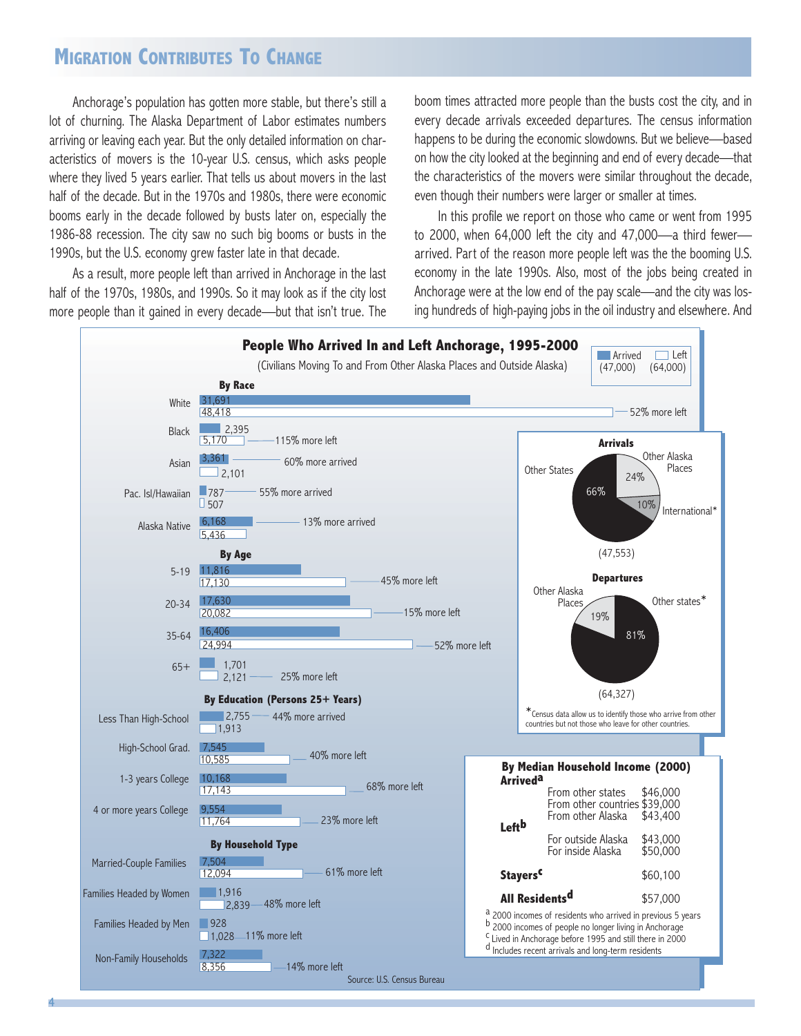## Migration Contributes To Change

Anchorage's population has gotten more stable, but there's still a lot of churning. The Alaska Department of Labor estimates numbers arriving or leaving each year. But the only detailed information on characteristics of movers is the 10-year U.S. census, which asks people where they lived 5 years earlier. That tells us about movers in the last half of the decade. But in the 1970s and 1980s, there were economic booms early in the decade followed by busts later on, especially the 1986-88 recession. The city saw no such big booms or busts in the 1990s, but the U.S. economy grew faster late in that decade.

As a result, more people left than arrived in Anchorage in the last half of the 1970s, 1980s, and 1990s. So it may look as if the city lost more people than it gained in every decade—but that isn't true. The boom times attracted more people than the busts cost the city, and in every decade arrivals exceeded departures. The census information happens to be during the economic slowdowns. But we believe—based on how the city looked at the beginning and end of every decade—that the characteristics of the movers were similar throughout the decade, even though their numbers were larger or smaller at times.

In this profile we report on those who came or went from 1995 to 2000, when 64,000 left the city and 47,000—a third fewer—arrived. Part of the reason more people left was the the booming U.S. economy in the late 1990s. Also, most of the jobs being created in Anchorage were at the low end of the pay scale—and the city was losing hundreds of high-paying jobs in the oil industry and elsewhere. And

### People Who Arrived In and Left Anchorage, 1995-2000

(Civilians Moving To and From Other Alaska Places and Outside Alaska)

Arrived (47,000) | Left (64,000)

| | Arrived | Left | Difference |
|---|---|---|---|
| **By Race** | | | |
| White | 31,691 | 48,418 | 52% more left |
| Black | 2,395 | 5,170 | 115% more left |
| Asian | 3,361 | 2,101 | 60% more arrived |
| Pac. Isl/Hawaiian | 787 | 507 | 55% more arrived |
| Alaska Native | 6,168 | 5,436 | 13% more arrived |
| **By Age** | | | |
| 5-19 | 11,816 | 17,130 | 45% more left |
| 20-34 | 17,630 | 20,082 | 15% more left |
| 35-64 | 16,406 | 24,994 | 52% more left |
| 65+ | 1,701 | 2,121 | 25% more left |
| **By Education (Persons 25+ Years)** | | | |
| Less Than High-School | 2,755 | 1,913 | 44% more arrived |
| High-School Grad. | 7,545 | 10,585 | 40% more left |
| 1-3 years College | 10,168 | 17,143 | 68% more left |
| 4 or more years College | 9,554 | 11,764 | 23% more left |
| **By Household Type** | | | |
| Married-Couple Families | 7,504 | 12,094 | 61% more left |
| Families Headed by Women | 1,916 | 2,839 | 48% more left |
| Families Headed by Men | 928 | 1,028 | 11% more left |
| Non-Family Households | 7,322 | 8,356 | 14% more left |

**Arrivals** (47,553)

| Origin | Share |
|---|---|
| Other States | 66% |
| Other Alaska Places | 24% |
| International* | 10% |

**Departures** (64,327)

| Destination | Share |
|---|---|
| Other states* | 81% |
| Other Alaska Places | 19% |

*Census data allow us to identify those who arrive from other countries but not those who leave for other countries.

**By Median Household Income (2000)**

| | | |
|---|---|---|
| **Arrived**[a] | From other states | $46,000 |
| | From other countries | $39,000 |
| | From other Alaska | $43,400 |
| **Left**[b] | For outside Alaska | $43,000 |
| | For inside Alaska | $50,000 |
| **Stayers**[c] | | $60,100 |
| **All Residents**[d] | | $57,000 |

[a] 2000 incomes of residents who arrived in previous 5 years
[b] 2000 incomes of people no longer living in Anchorage
[c] Lived in Anchorage before 1995 and still there in 2000
[d] Includes recent arrivals and long-term residents

Source: U.S. Census Bureau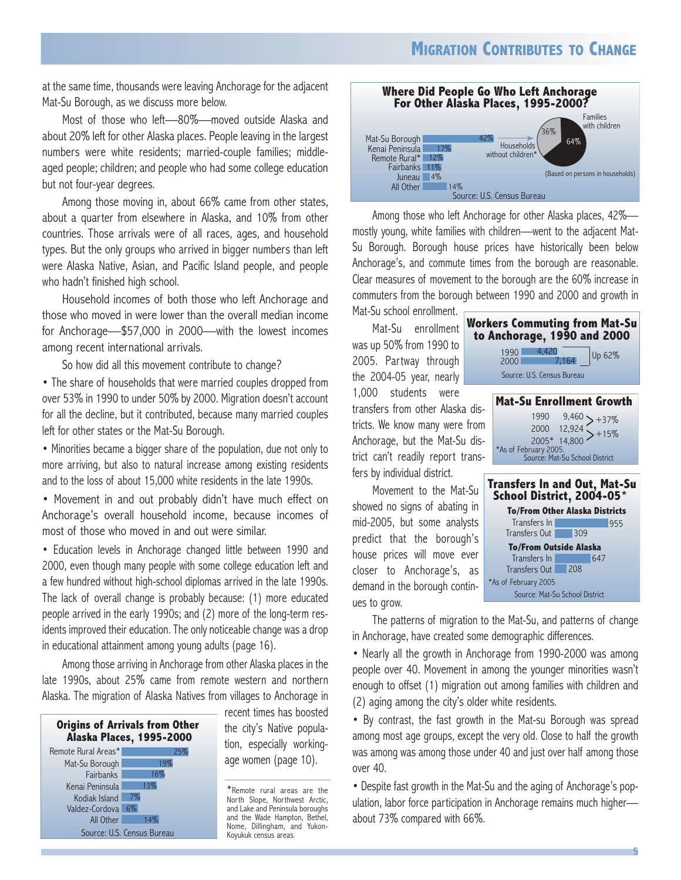at the same time, thousands were leaving Anchorage for the adjacent Mat-Su Borough, as we discuss more below.

Most of those who left—80%—moved outside Alaska and about 20% left for other Alaska places. People leaving in the largest numbers were white residents; married-couple families; middle-aged people; children; and people who had some college education but not four-year degrees.

Among those moving in, about 66% came from other states, about a quarter from elsewhere in Alaska, and 10% from other countries. Those arrivals were of all races, ages, and household types. But the only groups who arrived in bigger numbers than left were Alaska Native, Asian, and Pacific Island people, and people who hadn't finished high school.

Household incomes of both those who left Anchorage and those who moved in were lower than the overall median income for Anchorage—$57,000 in 2000—with the lowest incomes among recent international arrivals.

So how did all this movement contribute to change?

- The share of households that were married couples dropped from over 53% in 1990 to under 50% by 2000. Migration doesn't account for all the decline, but it contributed, because many married couples left for other states or the Mat-Su Borough.
- Minorities became a bigger share of the population, due not only to more arriving, but also to natural increase among existing residents and to the loss of about 15,000 white residents in the late 1990s.
- Movement in and out probably didn't have much effect on Anchorage's overall household income, because incomes of most of those who moved in and out were similar.
- Education levels in Anchorage changed little between 1990 and 2000, even though many people with some college education left and a few hundred without high-school diplomas arrived in the late 1990s. The lack of overall change is probably because: (1) more educated people arrived in the early 1990s; and (2) more of the long-term residents improved their education. The only noticeable change was a drop in educational attainment among young adults (page 16).

Among those arriving in Anchorage from other Alaska places in the late 1990s, about 25% came from remote western and northern Alaska. The migration of Alaska Natives from villages to Anchorage in recent times has boosted the city's Native population, especially working-age women (page 10).

**Origins of Arrivals from Other Alaska Places, 1995-2000**

| Origin | Share |
|---|---|
| Remote Rural Areas* | 25% |
| Mat-Su Borough | 19% |
| Fairbanks | 16% |
| Kenai Peninsula | 13% |
| Kodiak Island | 7% |
| Valdez-Cordova | 6% |
| All Other | 14% |

Source: U.S. Census Bureau

*Remote rural areas are the North Slope, Northwest Arctic, and Lake and Peninsula boroughs and the Wade Hampton, Bethel, Nome, Dillingham, and Yukon-Koyukuk census areas.

**Where Did People Go Who Left Anchorage For Other Alaska Places, 1995-2000?**

| Destination | Share |
|---|---|
| Mat-Su Borough | 42% |
| Kenai Peninsula | 17% |
| Remote Rural* | 12% |
| Fairbanks | 11% |
| Juneau | 4% |
| All Other | 14% |

Mat-Su Borough movers: Families with children 64%; Households without children* 36%

(Based on persons in households)

Source: U.S. Census Bureau

Among those who left Anchorage for other Alaska places, 42%—mostly young, white families with children—went to the adjacent Mat-Su Borough. Borough house prices have historically been below Anchorage's, and commute times from the borough are reasonable. Clear measures of movement to the borough are the 60% increase in commuters from the borough between 1990 and 2000 and growth in Mat-Su school enrollment.

Mat-Su enrollment was up 50% from 1990 to 2005. Partway through the 2004-05 year, nearly 1,000 students were transfers from other Alaska districts. We know many were from Anchorage, but the Mat-Su district can't readily report transfers by individual district.

**Workers Commuting from Mat-Su to Anchorage, 1990 and 2000**

| Year | Workers |
|---|---|
| 1990 | 4,420 |
| 2000 | 7,164 |

Up 62%

Source: U.S. Census Bureau

**Mat-Su Enrollment Growth**

| Year | Enrollment | Change |
|---|---|---|
| 1990 | 9,460 | |
| 2000 | 12,924 | +37% |
| 2005* | 14,800 | +15% |

*As of February 2005.

Source: Mat-Su School District

**Transfers In and Out, Mat-Su School District, 2004-05***

| | Students |
|---|---|
| **To/From Other Alaska Districts** | |
| Transfers In | 955 |
| Transfers Out | 309 |
| **To/From Outside Alaska** | |
| Transfers In | 647 |
| Transfers Out | 208 |

*As of February 2005

Source: Mat-Su School District

Movement to the Mat-Su showed no signs of abating in mid-2005, but some analysts predict that the borough's house prices will move ever closer to Anchorage's, as demand in the borough continues to grow.

The patterns of migration to the Mat-Su, and patterns of change in Anchorage, have created some demographic differences.

- Nearly all the growth in Anchorage from 1990-2000 was among people over 40. Movement in among the younger minorities wasn't enough to offset (1) migration out among families with children and (2) aging among the city's older white residents.
- By contrast, the fast growth in the Mat-su Borough was spread among most age groups, except the very old. Close to half the growth was among was among those under 40 and just over half among those over 40.
- Despite fast growth in the Mat-Su and the aging of Anchorage's population, labor force participation in Anchorage remains much higher—about 73% compared with 66%.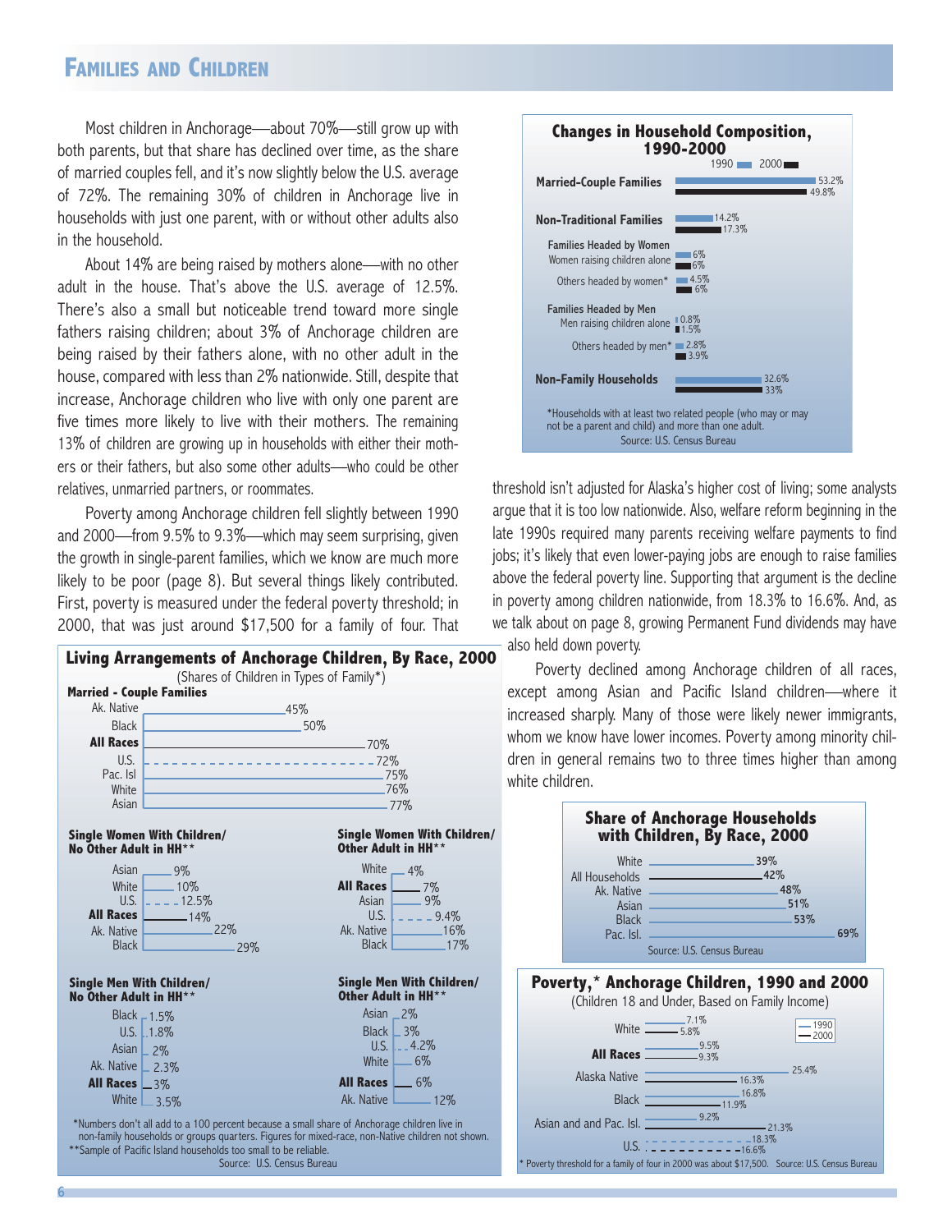## Families and Children

Most children in Anchorage—about 70%—still grow up with both parents, but that share has declined over time, as the share of married couples fell, and it's now slightly below the U.S. average of 72%. The remaining 30% of children in Anchorage live in households with just one parent, with or without other adults also in the household.

About 14% are being raised by mothers alone—with no other adult in the house. That's above the U.S. average of 12.5%. There's also a small but noticeable trend toward more single fathers raising children; about 3% of Anchorage children are being raised by their fathers alone, with no other adult in the house, compared with less than 2% nationwide. Still, despite that increase, Anchorage children who live with only one parent are five times more likely to live with their mothers. The remaining 13% of children are growing up in households with either their mothers or their fathers, but also some other adults—who could be other relatives, unmarried partners, or roommates.

Poverty among Anchorage children fell slightly between 1990 and 2000—from 9.5% to 9.3%—which may seem surprising, given the growth in single-parent families, which we know are much more likely to be poor (page 8). But several things likely contributed. First, poverty is measured under the federal poverty threshold; in 2000, that was just around $17,500 for a family of four. That threshold isn't adjusted for Alaska's higher cost of living; some analysts argue that it is too low nationwide. Also, welfare reform beginning in the late 1990s required many parents receiving welfare payments to find jobs; it's likely that even lower-paying jobs are enough to raise families above the federal poverty line. Supporting that argument is the decline in poverty among children nationwide, from 18.3% to 16.6%. And, as we talk about on page 8, growing Permanent Fund dividends may have also held down poverty.

Poverty declined among Anchorage children of all races, except among Asian and Pacific Island children—where it increased sharply. Many of those were likely newer immigrants, whom we know have lower incomes. Poverty among minority children in general remains two to three times higher than among white children.

### Changes in Household Composition, 1990-2000

| | 1990 | 2000 |
|---|---|---|
| **Married-Couple Families** | 53.2% | 49.8% |
| **Non-Traditional Families** | 14.2% | 17.3% |
| Families Headed by Women | | |
| Women raising children alone | 6% | 6% |
| Others headed by women* | 4.5% | 6% |
| Families Headed by Men | | |
| Men raising children alone | 0.8% | 1.5% |
| Others headed by men* | 2.8% | 3.9% |
| **Non-Family Households** | 32.6% | 33% |

*Households with at least two related people (who may or may not be a parent and child) and more than one adult.
Source: U.S. Census Bureau

### Living Arrangements of Anchorage Children, By Race, 2000

(Shares of Children in Types of Family*)

**Married - Couple Families**

| | |
|---|---|
| Ak. Native | 45% |
| Black | 50% |
| **All Races** | 70% |
| U.S. | 72% |
| Pac. Isl | 75% |
| White | 76% |
| Asian | 77% |

**Single Women With Children/ No Other Adult in HH****

| | |
|---|---|
| Asian | 9% |
| White | 10% |
| U.S. | 12.5% |
| **All Races** | 14% |
| Ak. Native | 22% |
| Black | 29% |

**Single Women With Children/ Other Adult in HH****

| | |
|---|---|
| White | 4% |
| **All Races** | 7% |
| Asian | 9% |
| U.S. | 9.4% |
| Ak. Native | 16% |
| Black | 17% |

**Single Men With Children/ No Other Adult in HH****

| | |
|---|---|
| Black | 1.5% |
| U.S. | 1.8% |
| Asian | 2% |
| Ak. Native | 2.3% |
| **All Races** | 3% |
| White | 3.5% |

**Single Men With Children/ Other Adult in HH****

| | |
|---|---|
| Asian | 2% |
| Black | 3% |
| U.S. | 4.2% |
| White | 6% |
| **All Races** | 6% |
| Ak. Native | 12% |

*Numbers don't all add to a 100 percent because a small share of Anchorage children live in non-family households or groups quarters. Figures for mixed-race, non-Native children not shown.
**Sample of Pacific Island households too small to be reliable.
Source: U.S. Census Bureau

### Share of Anchorage Households with Children, By Race, 2000

| | |
|---|---|
| White | 39% |
| All Households | 42% |
| Ak. Native | 48% |
| Asian | 51% |
| Black | 53% |
| Pac. Isl. | 69% |

Source: U.S. Census Bureau

### Poverty,* Anchorage Children, 1990 and 2000

(Children 18 and Under, Based on Family Income)

| | 1990 | 2000 |
|---|---|---|
| White | 7.1% | 5.8% |
| **All Races** | 9.5% | 9.3% |
| Alaska Native | 25.4% | 16.3% |
| Black | 16.8% | 11.9% |
| Asian and and Pac. Isl. | 9.2% | 21.3% |
| U.S. | 18.3% | 16.6% |

* Poverty threshold for a family of four in 2000 was about $17,500. Source: U.S. Census Bureau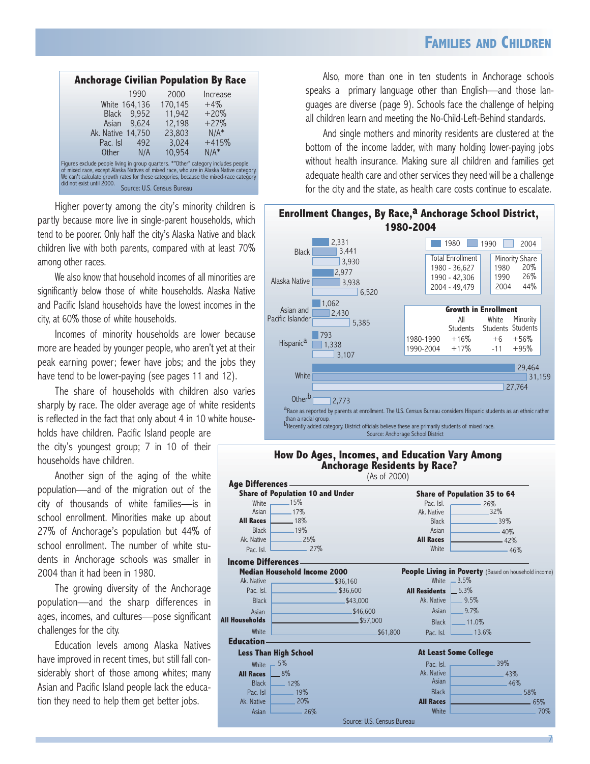## Families and Children

**Anchorage Civilian Population By Race**

| | 1990 | 2000 | Increase |
|---|---|---|---|
| White | 164,136 | 170,145 | +4% |
| Black | 9,952 | 11,942 | +20% |
| Asian | 9,624 | 12,198 | +27% |
| Ak. Native | 14,750 | 23,803 | N/A* |
| Pac. Isl | 492 | 3,024 | +415% |
| Other | N/A | 10,954 | N/A* |

Figures exclude people living in group quarters. *"Other" category includes people of mixed race, except Alaska Natives of mixed race, who are in Alaska Native category. We can't calculate growth rates for these categories, because the mixed-race category did not exist until 2000.

Source: U.S. Census Bureau

Higher poverty among the city's minority children is partly because more live in single-parent households, which tend to be poorer. Only half the city's Alaska Native and black children live with both parents, compared with at least 70% among other races.

We also know that household incomes of all minorities are significantly below those of white households. Alaska Native and Pacific Island households have the lowest incomes in the city, at 60% those of white households.

Incomes of minority households are lower because more are headed by younger people, who aren't yet at their peak earning power; fewer have jobs; and the jobs they have tend to be lower-paying (see pages 11 and 12).

The share of households with children also varies sharply by race. The older average age of white residents is reflected in the fact that only about 4 in 10 white households have children. Pacific Island people are the city's youngest group; 7 in 10 of their households have children.

Another sign of the aging of the white population—and of the migration out of the city of thousands of white families—is in school enrollment. Minorities make up about 27% of Anchorage's population but 44% of school enrollment. The number of white students in Anchorage schools was smaller in 2004 than it had been in 1980.

The growing diversity of the Anchorage population—and the sharp differences in ages, incomes, and cultures—pose significant challenges for the city.

Education levels among Alaska Natives have improved in recent times, but still fall considerably short of those among whites; many Asian and Pacific Island people lack the education they need to help them get better jobs.

Also, more than one in ten students in Anchorage schools speaks a primary language other than English—and those languages are diverse (page 9). Schools face the challenge of helping all children learn and meeting the No-Child-Left-Behind standards.

And single mothers and minority residents are clustered at the bottom of the income ladder, with many holding lower-paying jobs without health insurance. Making sure all children and families get adequate health care and other services they need will be a challenge for the city and the state, as health care costs continue to escalate.

**Enrollment Changes, By Race,[a] Anchorage School District, 1980-2004**

| | 1980 | 1990 | 2004 |
|---|---|---|---|
| Black | 2,331 | 3,441 | 3,930 |
| Alaska Native | 2,977 | 3,938 | 6,520 |
| Asian and Pacific Islander | 1,062 | 2,430 | 5,385 |
| Hispanic[a] | 793 | 1,338 | 3,107 |
| White | 29,464 | 31,159 | 27,764 |
| Other[b] | | | 2,773 |

| Total Enrollment | Minority Share |
|---|---|
| 1980 - 36,627 | 1980 20% |
| 1990 - 42,306 | 1990 26% |
| 2004 - 49,479 | 2004 44% |

**Growth in Enrollment**

| | All Students | White Students | Minority Students |
|---|---|---|---|
| 1980-1990 | +16% | +6 | +56% |
| 1990-2004 | +17% | -11 | +95% |

[a]Race as reported by parents at enrollment. The U.S. Census Bureau considers Hispanic students as an ethnic rather than a racial group.
[b]Recently added category. District officials believe these are primarily students of mixed race.

Source: Anchorage School District

**How Do Ages, Incomes, and Education Vary Among Anchorage Residents by Race?**
(As of 2000)

**Age Differences**

| Share of Population 10 and Under | | Share of Population 35 to 64 | |
|---|---|---|---|
| White | 15% | Pac. Isl. | 26% |
| Asian | 17% | Ak. Native | 32% |
| **All Races** | 18% | Black | 39% |
| Black | 19% | Asian | 40% |
| Ak. Native | 25% | **All Races** | 42% |
| Pac. Isl. | 27% | White | 46% |

**Income Differences**

| Median Household Income 2000 | | People Living in Poverty (Based on household income) | |
|---|---|---|---|
| Ak. Native | $36,160 | White | 3.5% |
| Pac. Isl. | $36,600 | **All Residents** | 5.3% |
| Black | $43,000 | Ak. Native | 9.5% |
| Asian | $46,600 | Asian | 9.7% |
| **All Households** | $57,000 | Black | 11.0% |
| White | $61,800 | Pac. Isl. | 13.6% |

**Education**

| Less Than High School | | At Least Some College | |
|---|---|---|---|
| White | 5% | Pac. Isl. | 39% |
| **All Races** | 8% | Ak. Native | 43% |
| Black | 12% | Asian | 46% |
| Pac. Isl | 19% | Black | 58% |
| Ak. Native | 20% | **All Races** | 65% |
| Asian | 26% | White | 70% |

Source: U.S. Census Bureau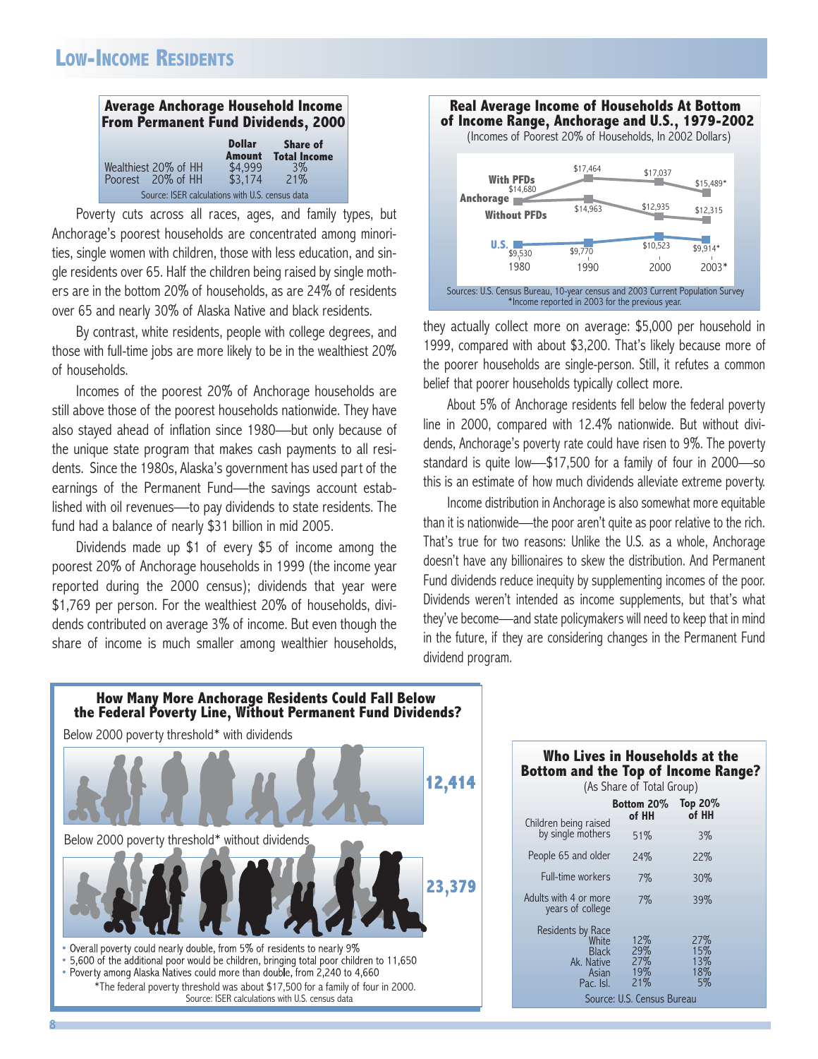## Low-Income Residents

**Average Anchorage Household Income From Permanent Fund Dividends, 2000**

| | Dollar Amount | Share of Total Income |
|---|---|---|
| Wealthiest 20% of HH | $4,999 | 3% |
| Poorest 20% of HH | $3,174 | 21% |

Source: ISER calculations with U.S. census data

Poverty cuts across all races, ages, and family types, but Anchorage's poorest households are concentrated among minorities, single women with children, those with less education, and single residents over 65. Half the children being raised by single mothers are in the bottom 20% of households, as are 24% of residents over 65 and nearly 30% of Alaska Native and black residents.

By contrast, white residents, people with college degrees, and those with full-time jobs are more likely to be in the wealthiest 20% of households.

Incomes of the poorest 20% of Anchorage households are still above those of the poorest households nationwide. They have also stayed ahead of inflation since 1980—but only because of the unique state program that makes cash payments to all residents. Since the 1980s, Alaska's government has used part of the earnings of the Permanent Fund—the savings account established with oil revenues—to pay dividends to state residents. The fund had a balance of nearly $31 billion in mid 2005.

Dividends made up $1 of every $5 of income among the poorest 20% of Anchorage households in 1999 (the income year reported during the 2000 census); dividends that year were $1,769 per person. For the wealthiest 20% of households, dividends contributed on average 3% of income. But even though the share of income is much smaller among wealthier households, they actually collect more on average: $5,000 per household in 1999, compared with about $3,200. That's likely because more of the poorer households are single-person. Still, it refutes a common belief that poorer households typically collect more.

**Real Average Income of Households At Bottom of Income Range, Anchorage and U.S., 1979-2002**
(Incomes of Poorest 20% of Households, In 2002 Dollars)

| | 1980 | 1990 | 2000 | 2003* |
|---|---|---|---|---|
| Anchorage With PFDs | $14,680 | $17,464 | $17,037 | $15,489* |
| Anchorage Without PFDs | $14,680 | $14,963 | $12,935 | $12,315 |
| U.S. | $9,530 | $9,770 | $10,523 | $9,914* |

Sources: U.S. Census Bureau, 10-year census and 2003 Current Population Survey
*Income reported in 2003 for the previous year.

About 5% of Anchorage residents fell below the federal poverty line in 2000, compared with 12.4% nationwide. But without dividends, Anchorage's poverty rate could have risen to 9%. The poverty standard is quite low—$17,500 for a family of four in 2000—so this is an estimate of how much dividends alleviate extreme poverty.

Income distribution in Anchorage is also somewhat more equitable than it is nationwide—the poor aren't quite as poor relative to the rich. That's true for two reasons: Unlike the U.S. as a whole, Anchorage doesn't have any billionaires to skew the distribution. And Permanent Fund dividends reduce inequity by supplementing incomes of the poor. Dividends weren't intended as income supplements, but that's what they've become—and state policymakers will need to keep that in mind in the future, if they are considering changes in the Permanent Fund dividend program.

**How Many More Anchorage Residents Could Fall Below the Federal Poverty Line, Without Permanent Fund Dividends?**

Below 2000 poverty threshold* with dividends: **12,414**

Below 2000 poverty threshold* without dividends: **23,379**

- Overall poverty could nearly double, from 5% of residents to nearly 9%
- 5,600 of the additional poor would be children, bringing total poor children to 11,650
- Poverty among Alaska Natives could more than double, from 2,240 to 4,660

*The federal poverty threshold was about $17,500 for a family of four in 2000.
Source: ISER calculations with U.S. census data

**Who Lives in Households at the Bottom and the Top of Income Range?**
(As Share of Total Group)

| | Bottom 20% of HH | Top 20% of HH |
|---|---|---|
| Children being raised by single mothers | 51% | 3% |
| People 65 and older | 24% | 22% |
| Full-time workers | 7% | 30% |
| Adults with 4 or more years of college | 7% | 39% |
| Residents by Race | | |
| White | 12% | 27% |
| Black | 29% | 15% |
| Ak. Native | 27% | 13% |
| Asian | 19% | 18% |
| Pac. Isl. | 21% | 5% |

Source: U.S. Census Bureau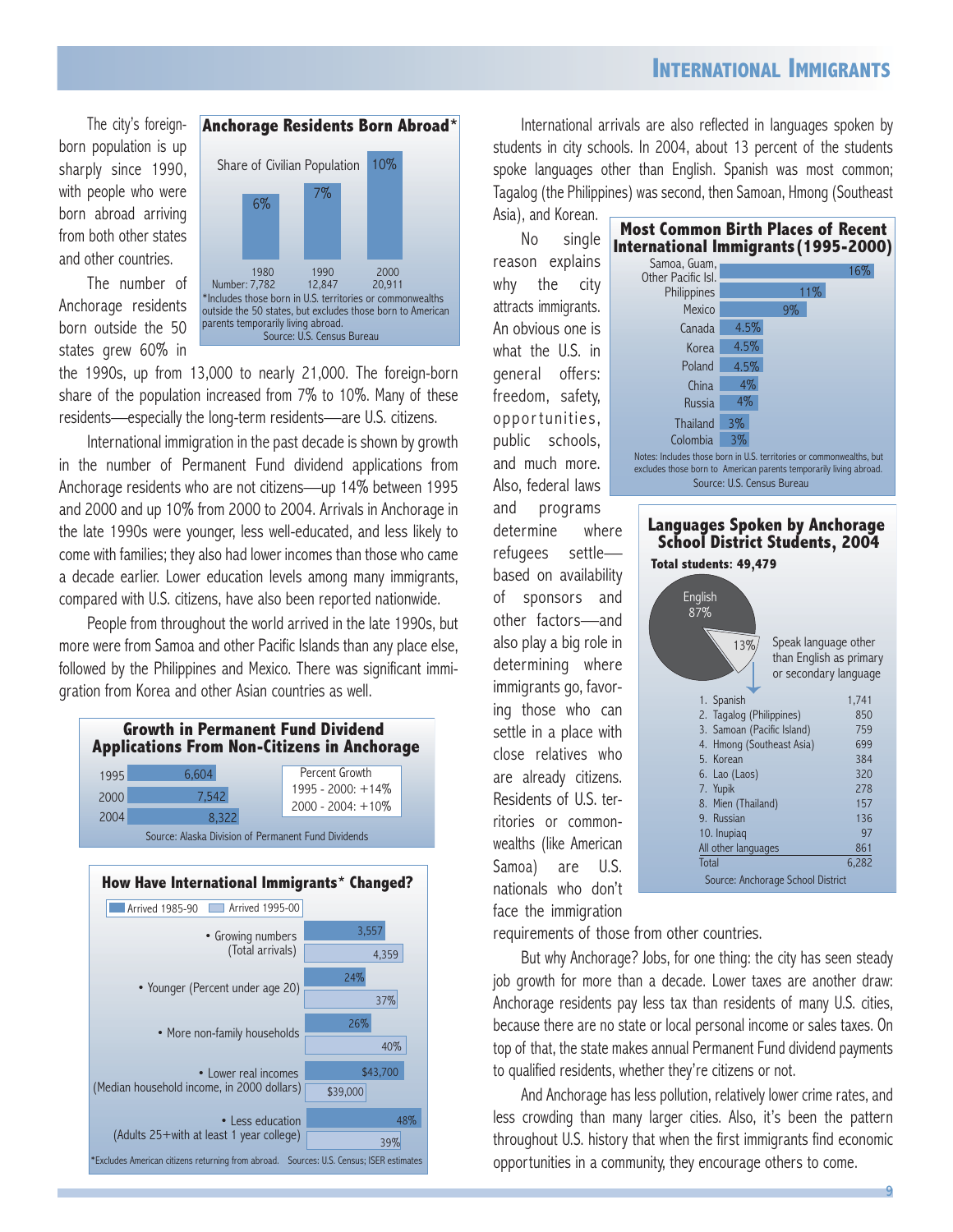# International Immigrants

The city's foreign-born population is up sharply since 1990, with people who were born abroad arriving from both other states and other countries.

**Anchorage Residents Born Abroad***

Share of Civilian Population

| | 1980 | 1990 | 2000 |
|---|---|---|---|
| Share | 6% | 7% | 10% |
| Number | 7,782 | 12,847 | 20,911 |

*Includes those born in U.S. territories or commonwealths outside the 50 states, but excludes those born to American parents temporarily living abroad.
Source: U.S. Census Bureau

The number of Anchorage residents born outside the 50 states grew 60% in the 1990s, up from 13,000 to nearly 21,000. The foreign-born share of the population increased from 7% to 10%. Many of these residents—especially the long-term residents—are U.S. citizens.

International immigration in the past decade is shown by growth in the number of Permanent Fund dividend applications from Anchorage residents who are not citizens—up 14% between 1995 and 2000 and up 10% from 2000 to 2004. Arrivals in Anchorage in the late 1990s were younger, less well-educated, and less likely to come with families; they also had lower incomes than those who came a decade earlier. Lower education levels among many immigrants, compared with U.S. citizens, have also been reported nationwide.

People from throughout the world arrived in the late 1990s, but more were from Samoa and other Pacific Islands than any place else, followed by the Philippines and Mexico. There was significant immigration from Korea and other Asian countries as well.

**Growth in Permanent Fund Dividend Applications From Non-Citizens in Anchorage**

| Year | Applications |
|---|---|
| 1995 | 6,604 |
| 2000 | 7,542 |
| 2004 | 8,322 |

Percent Growth
1995 - 2000: +14%
2000 - 2004: +10%

Source: Alaska Division of Permanent Fund Dividends

**How Have International Immigrants* Changed?**

| | Arrived 1985-90 | Arrived 1995-00 |
|---|---|---|
| • Growing numbers (Total arrivals) | 3,557 | 4,359 |
| • Younger (Percent under age 20) | 24% | 37% |
| • More non-family households | 26% | 40% |
| • Lower real incomes (Median household income, in 2000 dollars) | $43,700 | $39,000 |
| • Less education (Adults 25+with at least 1 year college) | 48% | 39% |

*Excludes American citizens returning from abroad. Sources: U.S. Census; ISER estimates

International arrivals are also reflected in languages spoken by students in city schools. In 2004, about 13 percent of the students spoke languages other than English. Spanish was most common; Tagalog (the Philippines) was second, then Samoan, Hmong (Southeast Asia), and Korean.

No single reason explains why the city attracts immigrants. An obvious one is what the U.S. in general offers: freedom, safety, opportunities, public schools, and much more. Also, federal laws and programs determine where refugees settle—based on availability of sponsors and other factors—and also play a big role in determining where immigrants go, favoring those who can settle in a place with close relatives who are already citizens. Residents of U.S. territories or commonwealths (like American Samoa) are U.S. nationals who don't face the immigration requirements of those from other countries.

**Most Common Birth Places of Recent International Immigrants (1995-2000)**

| Birth Place | Share |
|---|---|
| Samoa, Guam, Other Pacific Isl. | 16% |
| Philippines | 11% |
| Mexico | 9% |
| Canada | 4.5% |
| Korea | 4.5% |
| Poland | 4.5% |
| China | 4% |
| Russia | 4% |
| Thailand | 3% |
| Colombia | 3% |

Notes: Includes those born in U.S. territories or commonwealths, but excludes those born to American parents temporarily living abroad.
Source: U.S. Census Bureau

**Languages Spoken by Anchorage School District Students, 2004**

**Total students: 49,479**

English 87%; 13% Speak language other than English as primary or secondary language

| Language | Students |
|---|---|
| 1. Spanish | 1,741 |
| 2. Tagalog (Philippines) | 850 |
| 3. Samoan (Pacific Island) | 759 |
| 4. Hmong (Southeast Asia) | 699 |
| 5. Korean | 384 |
| 6. Lao (Laos) | 320 |
| 7. Yupik | 278 |
| 8. Mien (Thailand) | 157 |
| 9. Russian | 136 |
| 10. Inupiaq | 97 |
| All other languages | 861 |
| Total | 6,282 |

Source: Anchorage School District

But why Anchorage? Jobs, for one thing: the city has seen steady job growth for more than a decade. Lower taxes are another draw: Anchorage residents pay less tax than residents of many U.S. cities, because there are no state or local personal income or sales taxes. On top of that, the state makes annual Permanent Fund dividend payments to qualified residents, whether they're citizens or not.

And Anchorage has less pollution, relatively lower crime rates, and less crowding than many larger cities. Also, it's been the pattern throughout U.S. history that when the first immigrants find economic opportunities in a community, they encourage others to come.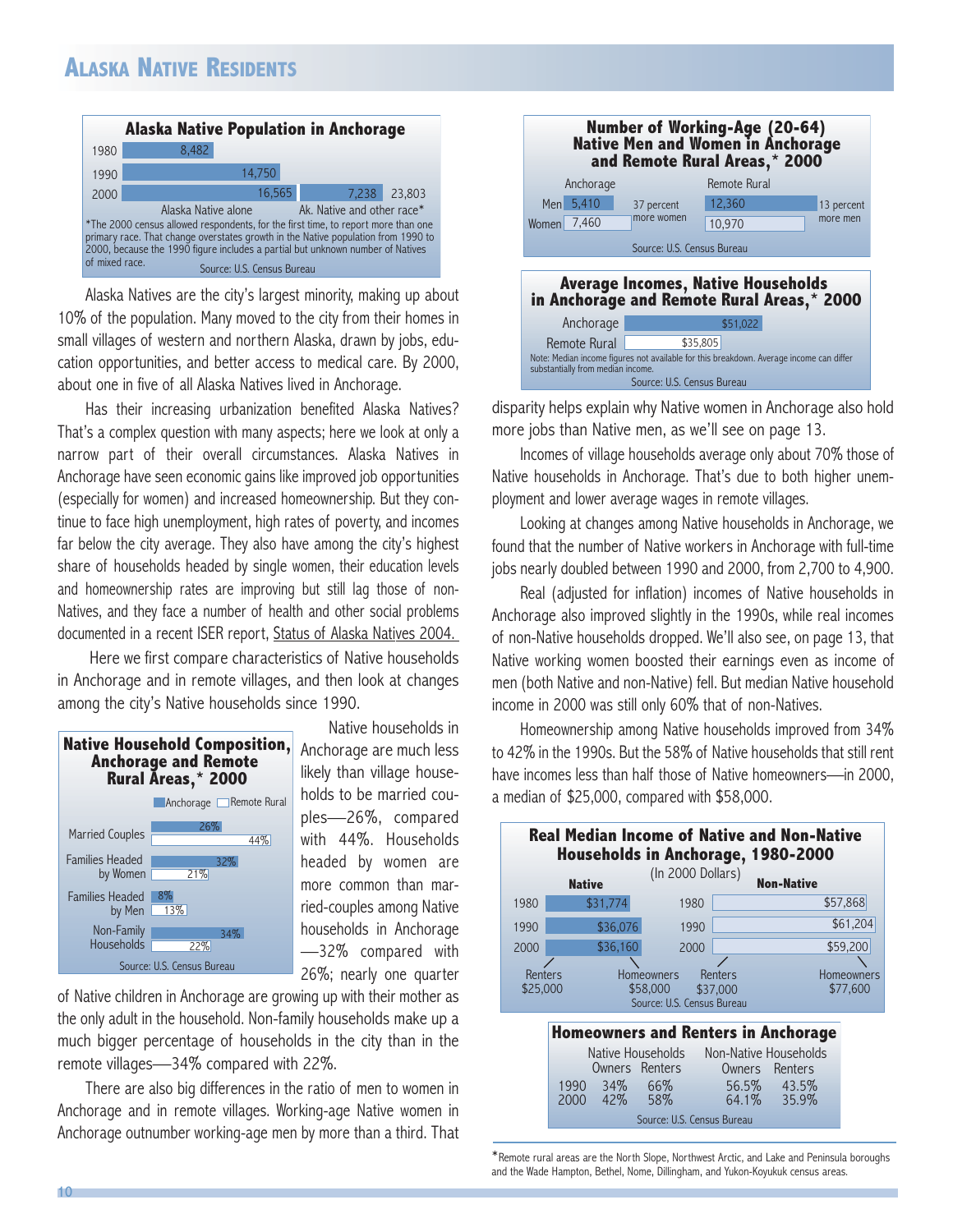# Alaska Native Residents

**Alaska Native Population in Anchorage**

| Year | Alaska Native alone | Ak. Native and other race* | Total |
|---|---|---|---|
| 1980 | 8,482 | | |
| 1990 | 14,750 | | |
| 2000 | 16,565 | 7,238 | 23,803 |

*The 2000 census allowed respondents, for the first time, to report more than one primary race. That change overstates growth in the Native population from 1990 to 2000, because the 1990 figure includes a partial but unknown number of Natives of mixed race.

Source: U.S. Census Bureau

Alaska Natives are the city's largest minority, making up about 10% of the population. Many moved to the city from their homes in small villages of western and northern Alaska, drawn by jobs, education opportunities, and better access to medical care. By 2000, about one in five of all Alaska Natives lived in Anchorage.

Has their increasing urbanization benefited Alaska Natives? That's a complex question with many aspects; here we look at only a narrow part of their overall circumstances. Alaska Natives in Anchorage have seen economic gains like improved job opportunities (especially for women) and increased homeownership. But they continue to face high unemployment, high rates of poverty, and incomes far below the city average. They also have among the city's highest share of households headed by single women, their education levels and homeownership rates are improving but still lag those of non-Natives, and they face a number of health and other social problems documented in a recent ISER report, Status of Alaska Natives 2004.

Here we first compare characteristics of Native households in Anchorage and in remote villages, and then look at changes among the city's Native households since 1990.

**Native Household Composition, Anchorage and Remote Rural Areas,* 2000**

| | Anchorage | Remote Rural |
|---|---|---|
| Married Couples | 26% | 44% |
| Families Headed by Women | 32% | 21% |
| Families Headed by Men | 8% | 13% |
| Non-Family Households | 34% | 22% |

Source: U.S. Census Bureau

Native households in Anchorage are much less likely than village households to be married couples—26%, compared with 44%. Households headed by women are more common than married-couples among Native households in Anchorage—32% compared with 26%; nearly one quarter of Native children in Anchorage are growing up with their mother as the only adult in the household. Non-family households make up a much bigger percentage of households in the city than in the remote villages—34% compared with 22%.

There are also big differences in the ratio of men to women in Anchorage and in remote villages. Working-age Native women in Anchorage outnumber working-age men by more than a third. That disparity helps explain why Native women in Anchorage also hold more jobs than Native men, as we'll see on page 13.

**Number of Working-Age (20-64) Native Men and Women in Anchorage and Remote Rural Areas,* 2000**

| | Anchorage | Remote Rural |
|---|---|---|
| Men | 5,410 | 12,360 |
| Women | 7,460 | 10,970 |
| | 37 percent more women | 13 percent more men |

Source: U.S. Census Bureau

**Average Incomes, Native Households in Anchorage and Remote Rural Areas,* 2000**

| | Average Income |
|---|---|
| Anchorage | $51,022 |
| Remote Rural | $35,805 |

Note: Median income figures not available for this breakdown. Average income can differ substantially from median income.

Source: U.S. Census Bureau

Incomes of village households average only about 70% those of Native households in Anchorage. That's due to both higher unemployment and lower average wages in remote villages.

Looking at changes among Native households in Anchorage, we found that the number of Native workers in Anchorage with full-time jobs nearly doubled between 1990 and 2000, from 2,700 to 4,900.

Real (adjusted for inflation) incomes of Native households in Anchorage also improved slightly in the 1990s, while real incomes of non-Native households dropped. We'll also see, on page 13, that Native working women boosted their earnings even as income of men (both Native and non-Native) fell. But median Native household income in 2000 was still only 60% that of non-Natives.

Homeownership among Native households improved from 34% to 42% in the 1990s. But the 58% of Native households that still rent have incomes less than half those of Native homeowners—in 2000, a median of $25,000, compared with $58,000.

**Real Median Income of Native and Non-Native Households in Anchorage, 1980-2000**
(In 2000 Dollars)

| Year | Native | Non-Native |
|---|---|---|
| 1980 | $31,774 | $57,868 |
| 1990 | $36,076 | $61,204 |
| 2000 | $36,160 | $59,200 |

2000 breakdown — Native: Renters $25,000, Homeowners $58,000; Non-Native: Renters $37,000, Homeowners $77,600

Source: U.S. Census Bureau

**Homeowners and Renters in Anchorage**

| | Native Households Owners | Native Households Renters | Non-Native Households Owners | Non-Native Households Renters |
|---|---|---|---|---|
| 1990 | 34% | 66% | 56.5% | 43.5% |
| 2000 | 42% | 58% | 64.1% | 35.9% |

Source: U.S. Census Bureau

*Remote rural areas are the North Slope, Northwest Arctic, and Lake and Peninsula boroughs and the Wade Hampton, Bethel, Nome, Dillingham, and Yukon-Koyukuk census areas.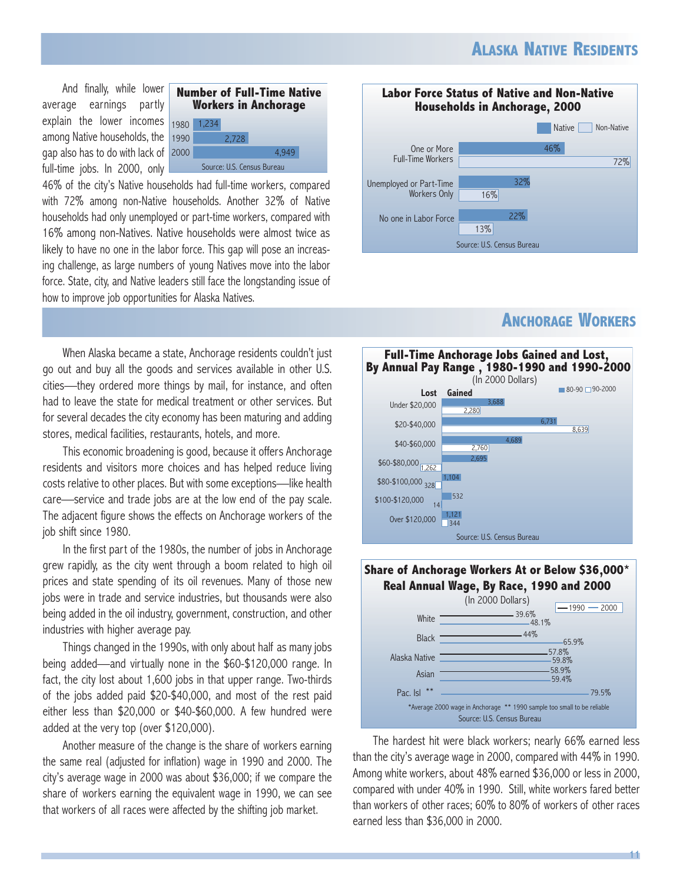## Alaska Native Residents

And finally, while lower average earnings partly explain the lower incomes among Native households, the gap also has to do with lack of full-time jobs. In 2000, only 46% of the city's Native households had full-time workers, compared with 72% among non-Native households. Another 32% of Native households had only unemployed or part-time workers, compared with 16% among non-Natives. Native households were almost twice as likely to have no one in the labor force. This gap will pose an increasing challenge, as large numbers of young Natives move into the labor force. State, city, and Native leaders still face the longstanding issue of how to improve job opportunities for Alaska Natives.

**Number of Full-Time Native Workers in Anchorage**

| Year | Workers |
|---|---|
| 1980 | 1,234 |
| 1990 | 2,728 |
| 2000 | 4,949 |

Source: U.S. Census Bureau

**Labor Force Status of Native and Non-Native Households in Anchorage, 2000**

| | Native | Non-Native |
|---|---|---|
| One or More Full-Time Workers | 46% | 72% |
| Unemployed or Part-Time Workers Only | 32% | 16% |
| No one in Labor Force | 22% | 13% |

Source: U.S. Census Bureau

## Anchorage Workers

When Alaska became a state, Anchorage residents couldn't just go out and buy all the goods and services available in other U.S. cities—they ordered more things by mail, for instance, and often had to leave the state for medical treatment or other services. But for several decades the city economy has been maturing and adding stores, medical facilities, restaurants, hotels, and more.

This economic broadening is good, because it offers Anchorage residents and visitors more choices and has helped reduce living costs relative to other places. But with some exceptions—like health care—service and trade jobs are at the low end of the pay scale. The adjacent figure shows the effects on Anchorage workers of the job shift since 1980.

In the first part of the 1980s, the number of jobs in Anchorage grew rapidly, as the city went through a boom related to high oil prices and state spending of its oil revenues. Many of those new jobs were in trade and service industries, but thousands were also being added in the oil industry, government, construction, and other industries with higher average pay.

Things changed in the 1990s, with only about half as many jobs being added—and virtually none in the $60-$120,000 range. In fact, the city lost about 1,600 jobs in that upper range. Two-thirds of the jobs added paid $20-$40,000, and most of the rest paid either less than $20,000 or $40-$60,000. A few hundred were added at the very top (over $120,000).

Another measure of the change is the share of workers earning the same real (adjusted for inflation) wage in 1990 and 2000. The city's average wage in 2000 was about $36,000; if we compare the share of workers earning the equivalent wage in 1990, we can see that workers of all races were affected by the shifting job market.

**Full-Time Anchorage Jobs Gained and Lost, By Annual Pay Range, 1980-1990 and 1990-2000**
(In 2000 Dollars)

| Pay Range | 80-90 | 90-2000 |
|---|---|---|
| Under $20,000 | 3,688 | 2,280 |
| $20-$40,000 | 6,731 | 8,639 |
| $40-$60,000 | 4,689 | 2,760 |
| $60-$80,000 | 2,695 | -1,262 (lost) |
| $80-$100,000 | 1,104 | -328 (lost) |
| $100-$120,000 | 532 | -14 (lost) |
| Over $120,000 | 1,121 | 344 |

Source: U.S. Census Bureau

**Share of Anchorage Workers At or Below $36,000* Real Annual Wage, By Race, 1990 and 2000**
(In 2000 Dollars)

| | 1990 | 2000 |
|---|---|---|
| White | 39.6% | 48.1% |
| Black | 44% | 65.9% |
| Alaska Native | 57.8% | 59.8% |
| Asian | 58.9% | 59.4% |
| Pac. Isl ** | | 79.5% |

*Average 2000 wage in Anchorage ** 1990 sample too small to be reliable

Source: U.S. Census Bureau

The hardest hit were black workers; nearly 66% earned less than the city's average wage in 2000, compared with 44% in 1990. Among white workers, about 48% earned $36,000 or less in 2000, compared with under 40% in 1990. Still, white workers fared better than workers of other races; 60% to 80% of workers of other races earned less than $36,000 in 2000.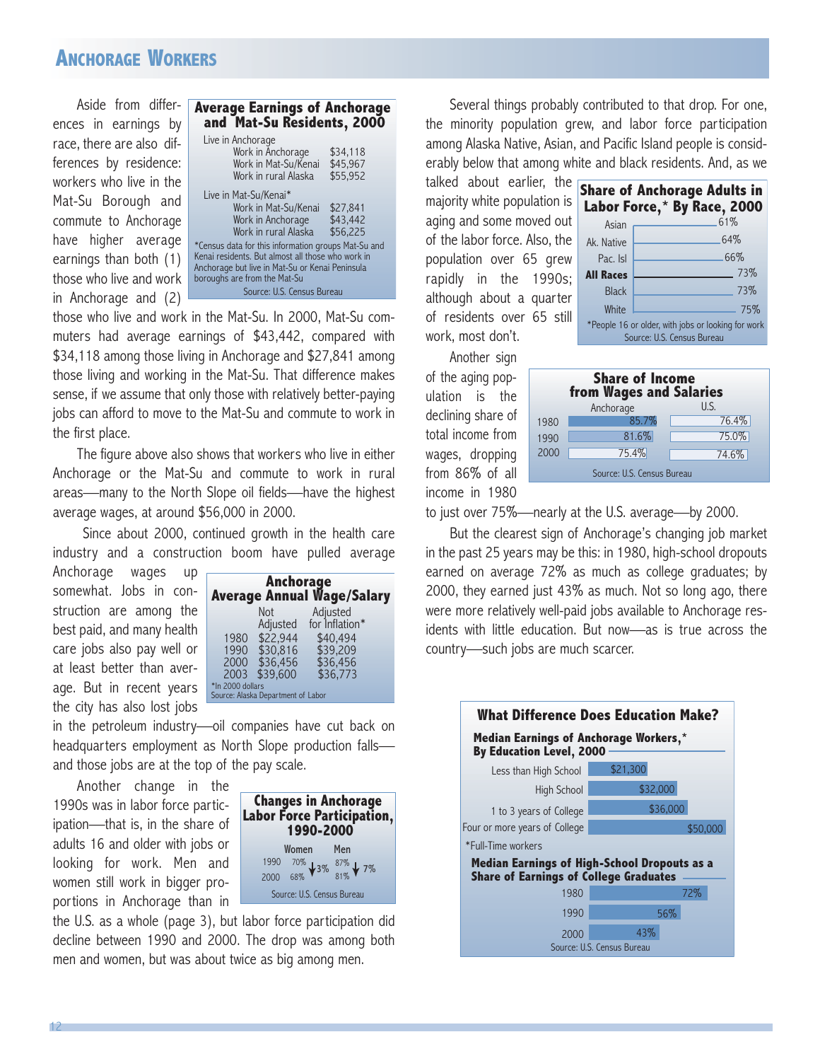## Anchorage Workers

Aside from differences in earnings by race, there are also differences by residence: workers who live in the Mat-Su Borough and commute to Anchorage have higher average earnings than both (1) those who live and work in Anchorage and (2) those who live and work in the Mat-Su. In 2000, Mat-Su commuters had average earnings of $43,442, compared with $34,118 among those living in Anchorage and $27,841 among those living and working in the Mat-Su. That difference makes sense, if we assume that only those with relatively better-paying jobs can afford to move to the Mat-Su and commute to work in the first place.

**Average Earnings of Anchorage and Mat-Su Residents, 2000**

| | |
|---|---|
| **Live in Anchorage** | |
| Work in Anchorage | $34,118 |
| Work in Mat-Su/Kenai | $45,967 |
| Work in rural Alaska | $55,952 |
| **Live in Mat-Su/Kenai*** | |
| Work in Mat-Su/Kenai | $27,841 |
| Work in Anchorage | $43,442 |
| Work in rural Alaska | $56,225 |

*Census data for this information groups Mat-Su and Kenai residents. But almost all those who work in Anchorage but live in Mat-Su or Kenai Peninsula boroughs are from the Mat-Su

Source: U.S. Census Bureau

The figure above also shows that workers who live in either Anchorage or the Mat-Su and commute to work in rural areas—many to the North Slope oil fields—have the highest average wages, at around $56,000 in 2000.

Since about 2000, continued growth in the health care industry and a construction boom have pulled average Anchorage wages up somewhat. Jobs in construction are among the best paid, and many health care jobs also pay well or at least better than average. But in recent years the city has also lost jobs in the petroleum industry—oil companies have cut back on headquarters employment as North Slope production falls—and those jobs are at the top of the pay scale.

**Anchorage Average Annual Wage/Salary**

| | Not Adjusted | Adjusted for Inflation* |
|---|---|---|
| 1980 | $22,944 | $40,494 |
| 1990 | $30,816 | $39,209 |
| 2000 | $36,456 | $36,456 |
| 2003 | $39,600 | $36,773 |

*In 2000 dollars

Source: Alaska Department of Labor

Another change in the 1990s was in labor force participation—that is, in the share of adults 16 and older with jobs or looking for work. Men and women still work in bigger proportions in Anchorage than in the U.S. as a whole (page 3), but labor force participation did decline between 1990 and 2000. The drop was among both men and women, but was about twice as big among men.

**Changes in Anchorage Labor Force Participation, 1990-2000**

| | Women | Men |
|---|---|---|
| 1990 | 70% | 87% |
| 2000 | 68% | 81% |
| Change | ↓3% | ↓7% |

Source: U.S. Census Bureau

Several things probably contributed to that drop. For one, the minority population grew, and labor force participation among Alaska Native, Asian, and Pacific Island people is considerably below that among white and black residents. And, as we talked about earlier, the majority white population is aging and some moved out of the labor force. Also, the population over 65 grew rapidly in the 1990s; although about a quarter of residents over 65 still work, most don't.

**Share of Anchorage Adults in Labor Force,* By Race, 2000**

| Race | Share |
|---|---|
| Asian | 61% |
| Ak. Native | 64% |
| Pac. Isl | 66% |
| **All Races** | 73% |
| Black | 73% |
| White | 75% |

*People 16 or older, with jobs or looking for work

Source: U.S. Census Bureau

Another sign of the aging population is the declining share of total income from wages, dropping from 86% of all income in 1980 to just over 75%—nearly at the U.S. average—by 2000.

**Share of Income from Wages and Salaries**

| | Anchorage | U.S. |
|---|---|---|
| 1980 | 85.7% | 76.4% |
| 1990 | 81.6% | 75.0% |
| 2000 | 75.4% | 74.6% |

Source: U.S. Census Bureau

But the clearest sign of Anchorage's changing job market in the past 25 years may be this: in 1980, high-school dropouts earned on average 72% as much as college graduates; by 2000, they earned just 43% as much. Not so long ago, there were more relatively well-paid jobs available to Anchorage residents with little education. But now—as is true across the country—such jobs are much scarcer.

**What Difference Does Education Make?**

**Median Earnings of Anchorage Workers,* By Education Level, 2000**

| Education Level | Median Earnings |
|---|---|
| Less than High School | $21,300 |
| High School | $32,000 |
| 1 to 3 years of College | $36,000 |
| Four or more years of College | $50,000 |

*Full-Time workers

**Median Earnings of High-School Dropouts as a Share of Earnings of College Graduates**

| Year | Share |
|---|---|
| 1980 | 72% |
| 1990 | 56% |
| 2000 | 43% |

Source: U.S. Census Bureau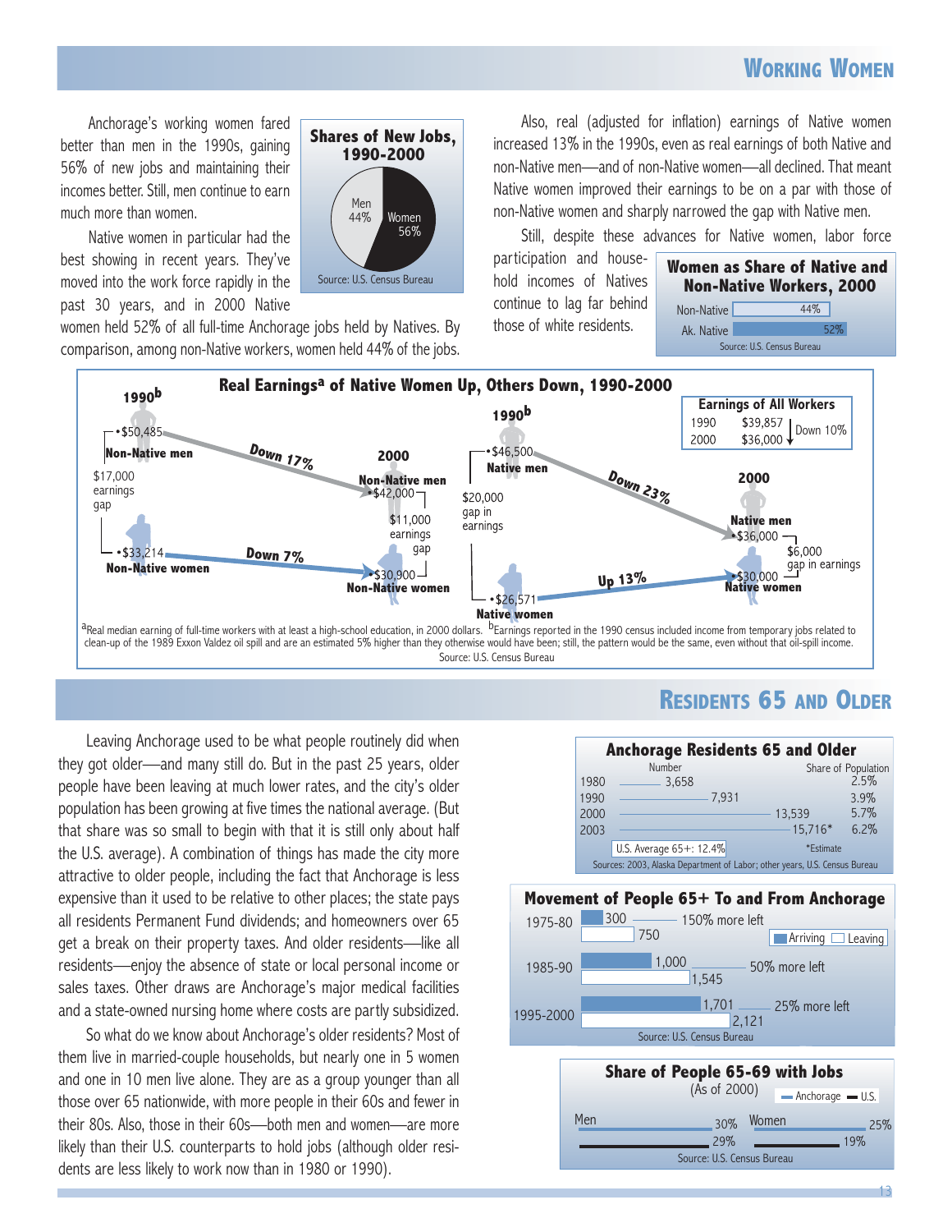## Working Women

Anchorage's working women fared better than men in the 1990s, gaining 56% of new jobs and maintaining their incomes better. Still, men continue to earn much more than women.

Native women in particular had the best showing in recent years. They've moved into the work force rapidly in the past 30 years, and in 2000 Native women held 52% of all full-time Anchorage jobs held by Natives. By comparison, among non-Native workers, women held 44% of the jobs.

**Shares of New Jobs, 1990-2000**

| | Share |
|---|---|
| Men | 44% |
| Women | 56% |

Source: U.S. Census Bureau

Also, real (adjusted for inflation) earnings of Native women increased 13% in the 1990s, even as real earnings of both Native and non-Native men—and of non-Native women—all declined. That meant Native women improved their earnings to be on a par with those of non-Native women and sharply narrowed the gap with Native men.

Still, despite these advances for Native women, labor force participation and household incomes of Natives continue to lag far behind those of white residents.

**Women as Share of Native and Non-Native Workers, 2000**

| | Share |
|---|---|
| Non-Native | 44% |
| Ak. Native | 52% |

Source: U.S. Census Bureau

**Real Earnings[a] of Native Women Up, Others Down, 1990-2000**

| | 1990[b] | 2000 | Change |
|---|---|---|---|
| Non-Native men | $50,485 | $42,000 | Down 17% |
| Non-Native women | $33,214 | $30,900 | Down 7% |
| Non-Native earnings gap | $17,000 | $11,000 | |
| Native men | $46,500 | $36,000 | Down 23% |
| Native women | $26,571 | $30,000 | Up 13% |
| Native gap in earnings | $20,000 | $6,000 | |

**Earnings of All Workers**

| Year | Earnings | |
|---|---|---|
| 1990 | $39,857 | Down 10% |
| 2000 | $36,000 | |

[a]Real median earning of full-time workers with at least a high-school education, in 2000 dollars. [b]Earnings reported in the 1990 census included income from temporary jobs related to clean-up of the 1989 Exxon Valdez oil spill and are an estimated 5% higher than they otherwise would have been; still, the pattern would be the same, even without that oil-spill income.

Source: U.S. Census Bureau

## Residents 65 and Older

Leaving Anchorage used to be what people routinely did when they got older—and many still do. But in the past 25 years, older people have been leaving at much lower rates, and the city's older population has been growing at five times the national average. (But that share was so small to begin with that it is still only about half the U.S. average). A combination of things has made the city more attractive to older people, including the fact that Anchorage is less expensive than it used to be relative to other places; the state pays all residents Permanent Fund dividends; and homeowners over 65 get a break on their property taxes. And older residents—like all residents—enjoy the absence of state or local personal income or sales taxes. Other draws are Anchorage's major medical facilities and a state-owned nursing home where costs are partly subsidized.

So what do we know about Anchorage's older residents? Most of them live in married-couple households, but nearly one in 5 women and one in 10 men live alone. They are as a group younger than all those over 65 nationwide, with more people in their 60s and fewer in their 80s. Also, those in their 60s—both men and women—are more likely than their U.S. counterparts to hold jobs (although older residents are less likely to work now than in 1980 or 1990).

**Anchorage Residents 65 and Older**

| Year | Number | Share of Population |
|---|---|---|
| 1980 | 3,658 | 2.5% |
| 1990 | 7,931 | 3.9% |
| 2000 | 13,539 | 5.7% |
| 2003 | 15,716* | 6.2% |

U.S. Average 65+: 12.4%

*Estimate

Sources: 2003, Alaska Department of Labor; other years, U.S. Census Bureau

**Movement of People 65+ To and From Anchorage**

| Period | Arriving | Leaving | |
|---|---|---|---|
| 1975-80 | 300 | 750 | 150% more left |
| 1985-90 | 1,000 | 1,545 | 50% more left |
| 1995-2000 | 1,701 | 2,121 | 25% more left |

Source: U.S. Census Bureau

**Share of People 65-69 with Jobs**
(As of 2000)

| | Anchorage | U.S. |
|---|---|---|
| Men | 30% | 29% |
| Women | 25% | 19% |

Source: U.S. Census Bureau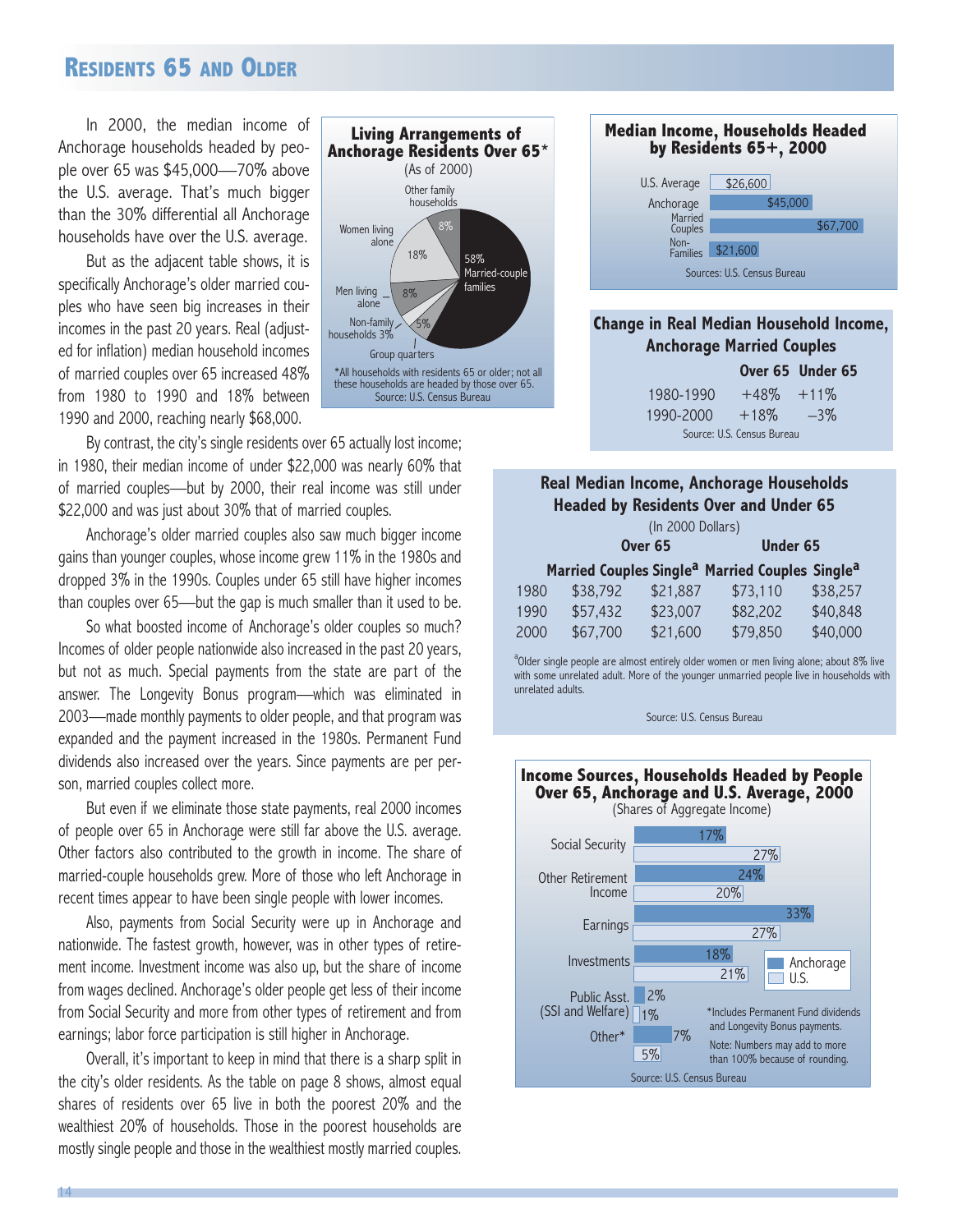## Residents 65 and Older

In 2000, the median income of Anchorage households headed by people over 65 was $45,000—70% above the U.S. average. That's much bigger than the 30% differential all Anchorage households have over the U.S. average.

But as the adjacent table shows, it is specifically Anchorage's older married couples who have seen big increases in their incomes in the past 20 years. Real (adjusted for inflation) median household incomes of married couples over 65 increased 48% from 1980 to 1990 and 18% between 1990 and 2000, reaching nearly $68,000.

By contrast, the city's single residents over 65 actually lost income; in 1980, their median income of under $22,000 was nearly 60% that of married couples—but by 2000, their real income was still under $22,000 and was just about 30% that of married couples.

Anchorage's older married couples also saw much bigger income gains than younger couples, whose income grew 11% in the 1980s and dropped 3% in the 1990s. Couples under 65 still have higher incomes than couples over 65—but the gap is much smaller than it used to be.

So what boosted income of Anchorage's older couples so much? Incomes of older people nationwide also increased in the past 20 years, but not as much. Special payments from the state are part of the answer. The Longevity Bonus program—which was eliminated in 2003—made monthly payments to older people, and that program was expanded and the payment increased in the 1980s. Permanent Fund dividends also increased over the years. Since payments are per person, married couples collect more.

But even if we eliminate those state payments, real 2000 incomes of people over 65 in Anchorage were still far above the U.S. average. Other factors also contributed to the growth in income. The share of married-couple households grew. More of those who left Anchorage in recent times appear to have been single people with lower incomes.

Also, payments from Social Security were up in Anchorage and nationwide. The fastest growth, however, was in other types of retirement income. Investment income was also up, but the share of income from wages declined. Anchorage's older people get less of their income from Social Security and more from other types of retirement and from earnings; labor force participation is still higher in Anchorage.

Overall, it's important to keep in mind that there is a sharp split in the city's older residents. As the table on page 8 shows, almost equal shares of residents over 65 live in both the poorest 20% and the wealthiest 20% of households. Those in the poorest households are mostly single people and those in the wealthiest mostly married couples.

### Living Arrangements of Anchorage Residents Over 65*
(As of 2000)

| Living Arrangement | Share |
|---|---|
| Married-couple families | 58% |
| Other family households | 8% |
| Women living alone | 18% |
| Men living alone | 8% |
| Non-family households | 3% |
| Group quarters | 5% |

*All households with residents 65 or older; not all these households are headed by those over 65.
Source: U.S. Census Bureau

### Median Income, Households Headed by Residents 65+, 2000

| | Median Income |
|---|---|
| U.S. Average | $26,600 |
| Anchorage | $45,000 |
| Married Couples | $67,700 |
| Non-Families | $21,600 |

Sources: U.S. Census Bureau

### Change in Real Median Household Income, Anchorage Married Couples

| | Over 65 | Under 65 |
|---|---|---|
| 1980-1990 | +48% | +11% |
| 1990-2000 | +18% | –3% |

Source: U.S. Census Bureau

### Real Median Income, Anchorage Households Headed by Residents Over and Under 65
(In 2000 Dollars)

| | Over 65 | | Under 65 | |
|---|---|---|---|---|
| | Married Couples | Single[a] | Married Couples | Single[a] |
| 1980 | $38,792 | $21,887 | $73,110 | $38,257 |
| 1990 | $57,432 | $23,007 | $82,202 | $40,848 |
| 2000 | $67,700 | $21,600 | $79,850 | $40,000 |

[a]Older single people are almost entirely older women or men living alone; about 8% live with some unrelated adult. More of the younger unmarried people live in households with unrelated adults.

Source: U.S. Census Bureau

### Income Sources, Households Headed by People Over 65, Anchorage and U.S. Average, 2000
(Shares of Aggregate Income)

| Source | Anchorage | U.S. |
|---|---|---|
| Social Security | 17% | 27% |
| Other Retirement Income | 24% | 20% |
| Earnings | 33% | 27% |
| Investments | 18% | 21% |
| Public Asst. (SSI and Welfare) | 2% | 1% |
| Other* | 7% | 5% |

*Includes Permanent Fund dividends and Longevity Bonus payments.

Note: Numbers may add to more than 100% because of rounding.

Source: U.S. Census Bureau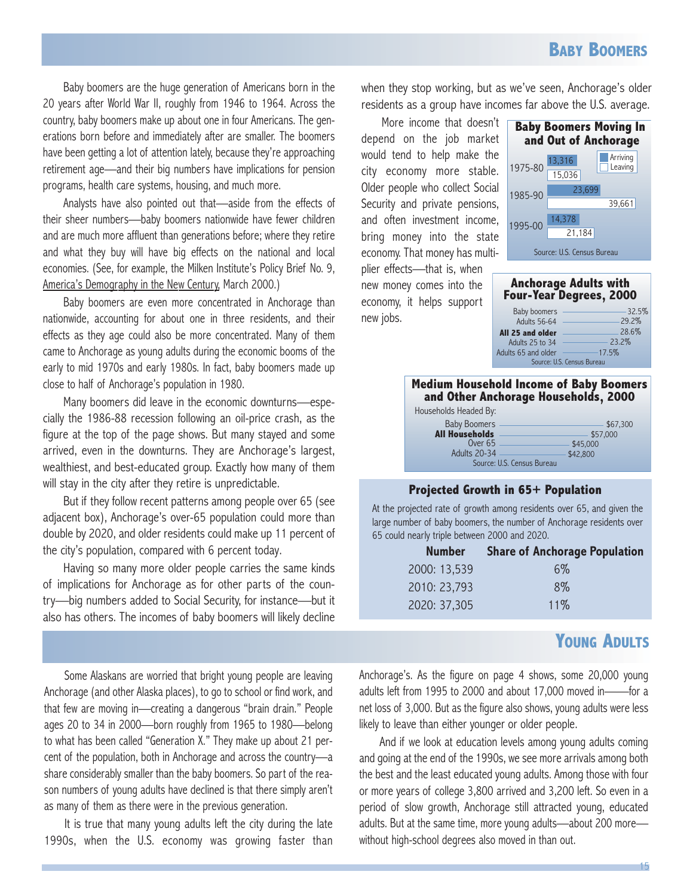## Baby Boomers

Baby boomers are the huge generation of Americans born in the 20 years after World War II, roughly from 1946 to 1964. Across the country, baby boomers make up about one in four Americans. The generations born before and immediately after are smaller. The boomers have been getting a lot of attention lately, because they're approaching retirement age—and their big numbers have implications for pension programs, health care systems, housing, and much more.

Analysts have also pointed out that—aside from the effects of their sheer numbers—baby boomers nationwide have fewer children and are much more affluent than generations before; where they retire and what they buy will have big effects on the national and local economies. (See, for example, the Milken Institute's Policy Brief No. 9, America's Demography in the New Century, March 2000.)

Baby boomers are even more concentrated in Anchorage than nationwide, accounting for about one in three residents, and their effects as they age could also be more concentrated. Many of them came to Anchorage as young adults during the economic booms of the early to mid 1970s and early 1980s. In fact, baby boomers made up close to half of Anchorage's population in 1980.

Many boomers did leave in the economic downturns—especially the 1986-88 recession following an oil-price crash, as the figure at the top of the page shows. But many stayed and some arrived, even in the downturns. They are Anchorage's largest, wealthiest, and best-educated group. Exactly how many of them will stay in the city after they retire is unpredictable.

But if they follow recent patterns among people over 65 (see adjacent box), Anchorage's over-65 population could more than double by 2020, and older residents could make up 11 percent of the city's population, compared with 6 percent today.

Having so many more older people carries the same kinds of implications for Anchorage as for other parts of the country—big numbers added to Social Security, for instance—but it also has others. The incomes of baby boomers will likely decline when they stop working, but as we've seen, Anchorage's older residents as a group have incomes far above the U.S. average.

More income that doesn't depend on the job market would tend to help make the city economy more stable. Older people who collect Social Security and private pensions, and often investment income, bring money into the state economy. That money has multiplier effects—that is, when new money comes into the economy, it helps support new jobs.

**Baby Boomers Moving In and Out of Anchorage**

| Period | Arriving | Leaving |
|---|---|---|
| 1975-80 | 13,316 | 15,036 |
| 1985-90 | 23,699 | 39,661 |
| 1995-00 | 14,378 | 21,184 |

Source: U.S. Census Bureau

**Anchorage Adults with Four-Year Degrees, 2000**

| Group | Percent |
|---|---|
| Baby boomers | 32.5% |
| Adults 56-64 | 29.2% |
| **All 25 and older** | 28.6% |
| Adults 25 to 34 | 23.2% |
| Adults 65 and older | 17.5% |

Source: U.S. Census Bureau

**Medium Household Income of Baby Boomers and Other Anchorage Households, 2000**

| Households Headed By: | Income |
|---|---|
| Baby Boomers | $67,300 |
| **All Households** | $57,000 |
| Over 65 | $45,000 |
| Adults 20-34 | $42,800 |

Source: U.S. Census Bureau

**Projected Growth in 65+ Population**

At the projected rate of growth among residents over 65, and given the large number of baby boomers, the number of Anchorage residents over 65 could nearly triple between 2000 and 2020.

| Number | Share of Anchorage Population |
|---|---|
| 2000: 13,539 | 6% |
| 2010: 23,793 | 8% |
| 2020: 37,305 | 11% |

## Young Adults

Some Alaskans are worried that bright young people are leaving Anchorage (and other Alaska places), to go to school or find work, and that few are moving in—creating a dangerous "brain drain." People ages 20 to 34 in 2000—born roughly from 1965 to 1980—belong to what has been called "Generation X." They make up about 21 percent of the population, both in Anchorage and across the country—a share considerably smaller than the baby boomers. So part of the reason numbers of young adults have declined is that there simply aren't as many of them as there were in the previous generation.

It is true that many young adults left the city during the late 1990s, when the U.S. economy was growing faster than Anchorage's. As the figure on page 4 shows, some 20,000 young adults left from 1995 to 2000 and about 17,000 moved in—for a net loss of 3,000. But as the figure also shows, young adults were less likely to leave than either younger or older people.

And if we look at education levels among young adults coming and going at the end of the 1990s, we see more arrivals among both the best and the least educated young adults. Among those with four or more years of college 3,800 arrived and 3,200 left. So even in a period of slow growth, Anchorage still attracted young, educated adults. But at the same time, more young adults—about 200 more—without high-school degrees also moved in than out.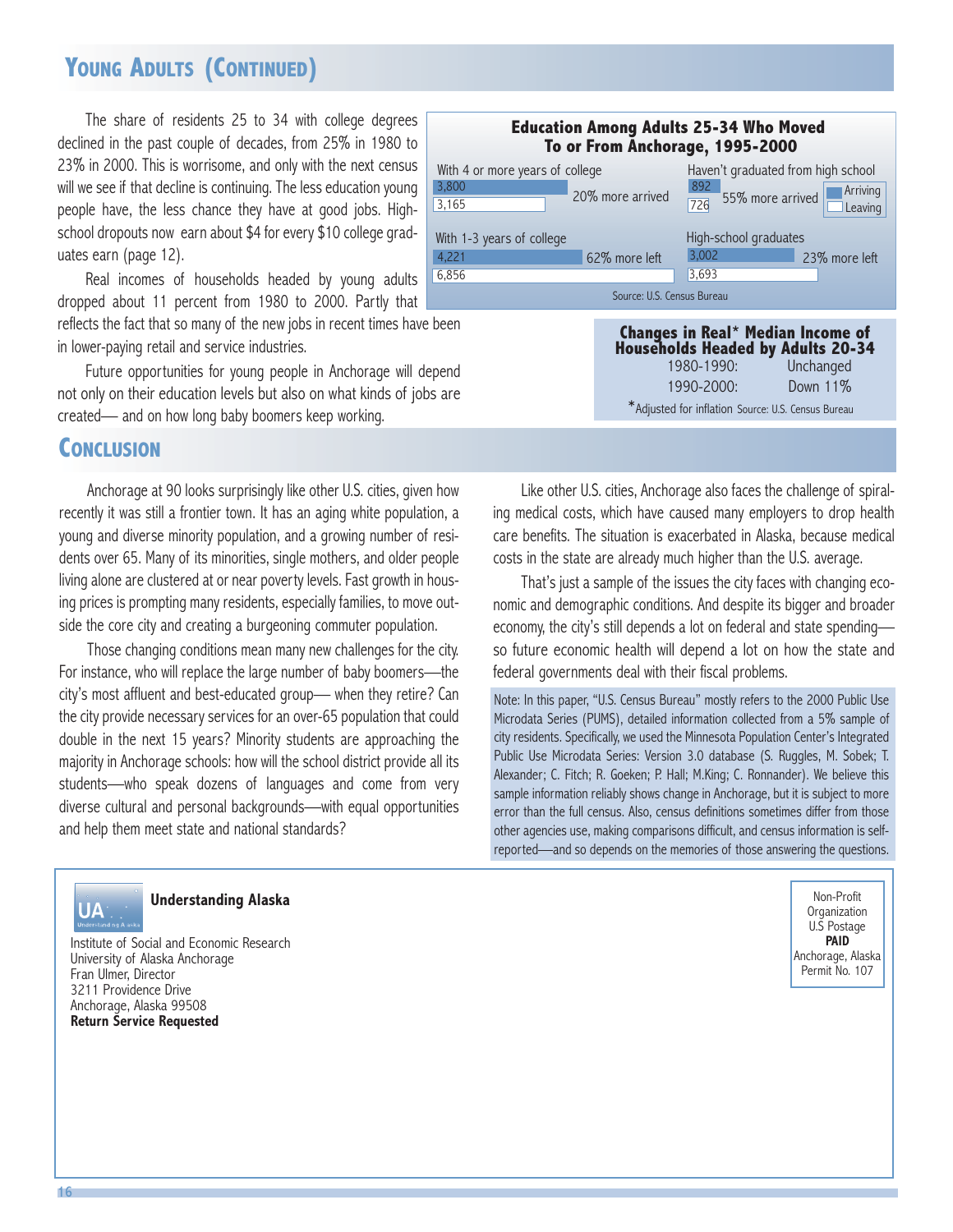## YOUNG ADULTS (CONTINUED)

The share of residents 25 to 34 with college degrees declined in the past couple of decades, from 25% in 1980 to 23% in 2000. This is worrisome, and only with the next census will we see if that decline is continuing. The less education young people have, the less chance they have at good jobs. High-school dropouts now earn about $4 for every $10 college graduates earn (page 12).

Real incomes of households headed by young adults dropped about 11 percent from 1980 to 2000. Partly that reflects the fact that so many of the new jobs in recent times have been in lower-paying retail and service industries.

Future opportunities for young people in Anchorage will depend not only on their education levels but also on what kinds of jobs are created— and on how long baby boomers keep working.

**Education Among Adults 25-34 Who Moved To or From Anchorage, 1995-2000**

With 4 or more years of college
3,800
3,165
20% more arrived

Haven't graduated from high school
892
726
55% more arrived

Arriving
Leaving

With 1-3 years of college
4,221
6,856
62% more left

High-school graduates
3,002
3,693
23% more left

Source: U.S. Census Bureau

**Changes in Real\* Median Income of Households Headed by Adults 20-34**

| | |
|---|---|
| 1980-1990: | Unchanged |
| 1990-2000: | Down 11% |

\*Adjusted for inflation Source: U.S. Census Bureau

## CONCLUSION

Anchorage at 90 looks surprisingly like other U.S. cities, given how recently it was still a frontier town. It has an aging white population, a young and diverse minority population, and a growing number of residents over 65. Many of its minorities, single mothers, and older people living alone are clustered at or near poverty levels. Fast growth in housing prices is prompting many residents, especially families, to move outside the core city and creating a burgeoning commuter population.

Those changing conditions mean many new challenges for the city. For instance, who will replace the large number of baby boomers—the city's most affluent and best-educated group— when they retire? Can the city provide necessary services for an over-65 population that could double in the next 15 years? Minority students are approaching the majority in Anchorage schools: how will the school district provide all its students—who speak dozens of languages and come from very diverse cultural and personal backgrounds—with equal opportunities and help them meet state and national standards?

Like other U.S. cities, Anchorage also faces the challenge of spiraling medical costs, which have caused many employers to drop health care benefits. The situation is exacerbated in Alaska, because medical costs in the state are already much higher than the U.S. average.

That's just a sample of the issues the city faces with changing economic and demographic conditions. And despite its bigger and broader economy, the city's still depends a lot on federal and state spending—so future economic health will depend a lot on how the state and federal governments deal with their fiscal problems.

Note: In this paper, "U.S. Census Bureau" mostly refers to the 2000 Public Use Microdata Series (PUMS), detailed information collected from a 5% sample of city residents. Specifically, we used the Minnesota Population Center's Integrated Public Use Microdata Series: Version 3.0 database (S. Ruggles, M. Sobek; T. Alexander; C. Fitch; R. Goeken; P. Hall; M.King; C. Ronnander). We believe this sample information reliably shows change in Anchorage, but it is subject to more error than the full census. Also, census definitions sometimes differ from those other agencies use, making comparisons difficult, and census information is self-reported—and so depends on the memories of those answering the questions.

**Understanding Alaska**

Institute of Social and Economic Research
University of Alaska Anchorage
Fran Ulmer, Director
3211 Providence Drive
Anchorage, Alaska 99508
**Return Service Requested**

Non-Profit
Organization
U.S Postage
**PAID**
Anchorage, Alaska
Permit No. 107